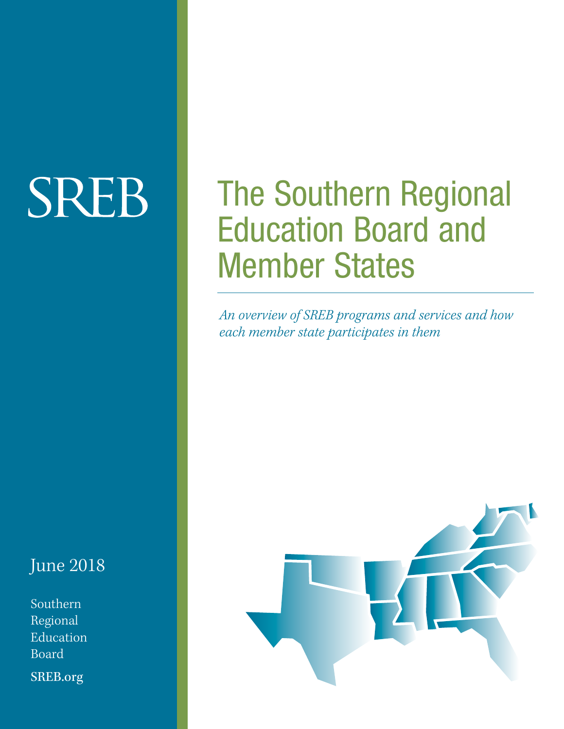SREB

# The Southern Regional Education Board and Member States

*An overview of SREB programs and services and how each member state participates in them*

June 2018

Southern Regional Education Board

SREB.org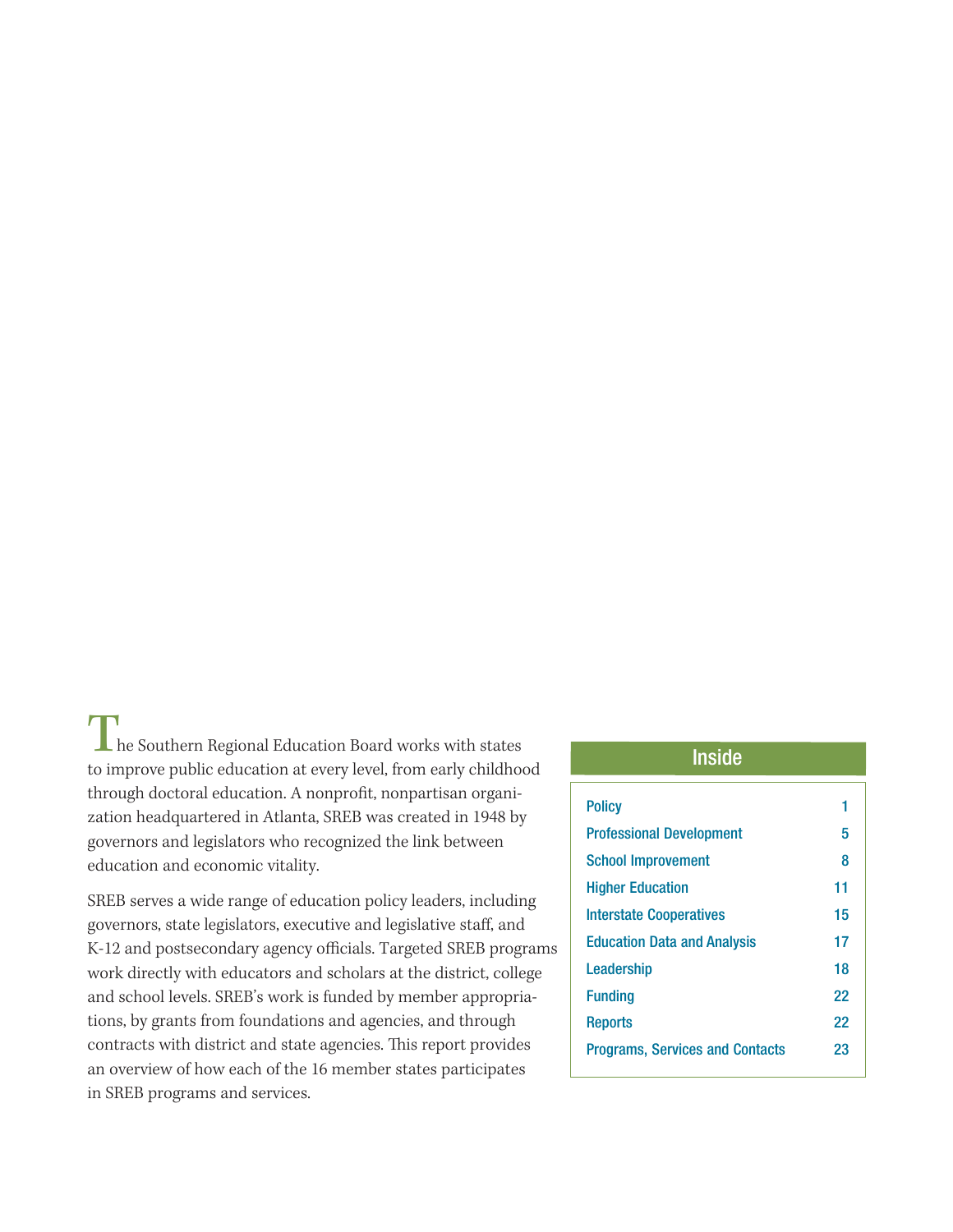The Southern Regional Education Board works with states to improve public education at every level, from early childhood through doctoral education. A nonprofit, nonpartisan organization headquartered in Atlanta, SREB was created in 1948 by governors and legislators who recognized the link between education and economic vitality.

SREB serves a wide range of education policy leaders, including governors, state legislators, executive and legislative staff, and K-12 and postsecondary agency officials. Targeted SREB programs work directly with educators and scholars at the district, college and school levels. SREB's work is funded by member appropriations, by grants from foundations and agencies, and through contracts with district and state agencies. This report provides an overview of how each of the 16 member states participates in SREB programs and services.

## Inside

| Section | Page |
| --- | --- |
| Policy | 1 |
| Professional Development | 5 |
| School Improvement | 8 |
| Higher Education | 11 |
| Interstate Cooperatives | 15 |
| Education Data and Analysis | 17 |
| Leadership | 18 |
| Funding | 22 |
| Reports | 22 |
| Programs, Services and Contacts | 23 |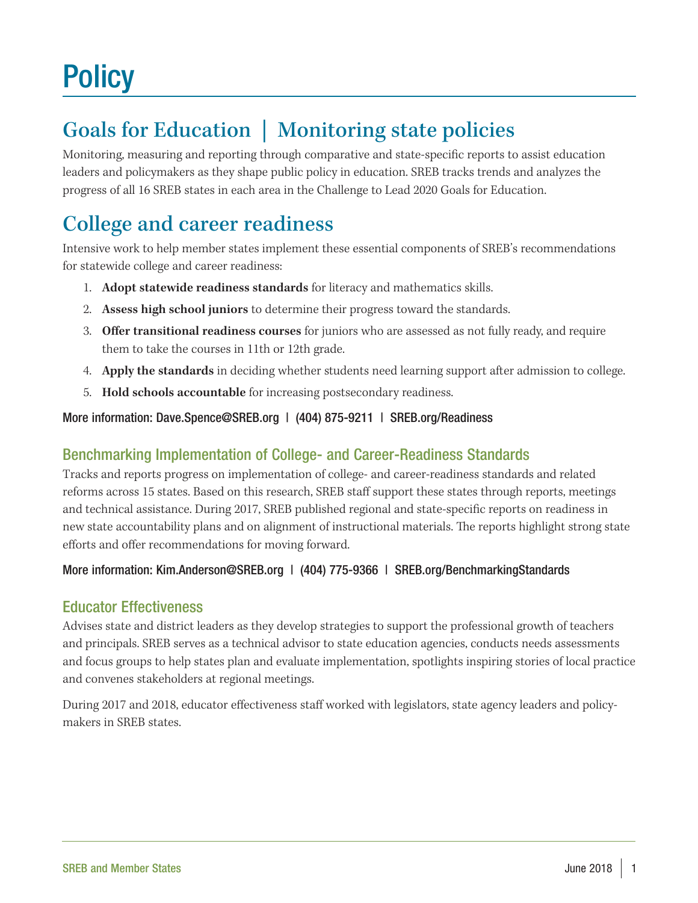# Policy

## Goals for Education | Monitoring state policies

Monitoring, measuring and reporting through comparative and state-specific reports to assist education leaders and policymakers as they shape public policy in education. SREB tracks trends and analyzes the progress of all 16 SREB states in each area in the Challenge to Lead 2020 Goals for Education.

## College and career readiness

Intensive work to help member states implement these essential components of SREB's recommendations for statewide college and career readiness:

1. **Adopt statewide readiness standards** for literacy and mathematics skills.
2. **Assess high school juniors** to determine their progress toward the standards.
3. **Offer transitional readiness courses** for juniors who are assessed as not fully ready, and require them to take the courses in 11th or 12th grade.
4. **Apply the standards** in deciding whether students need learning support after admission to college.
5. **Hold schools accountable** for increasing postsecondary readiness.

More information: Dave.Spence@SREB.org | (404) 875-9211 | SREB.org/Readiness

### Benchmarking Implementation of College- and Career-Readiness Standards

Tracks and reports progress on implementation of college- and career-readiness standards and related reforms across 15 states. Based on this research, SREB staff support these states through reports, meetings and technical assistance. During 2017, SREB published regional and state-specific reports on readiness in new state accountability plans and on alignment of instructional materials. The reports highlight strong state efforts and offer recommendations for moving forward.

More information: Kim.Anderson@SREB.org | (404) 775-9366 | SREB.org/BenchmarkingStandards

### Educator Effectiveness

Advises state and district leaders as they develop strategies to support the professional growth of teachers and principals. SREB serves as a technical advisor to state education agencies, conducts needs assessments and focus groups to help states plan and evaluate implementation, spotlights inspiring stories of local practice and convenes stakeholders at regional meetings.

During 2017 and 2018, educator effectiveness staff worked with legislators, state agency leaders and policymakers in SREB states.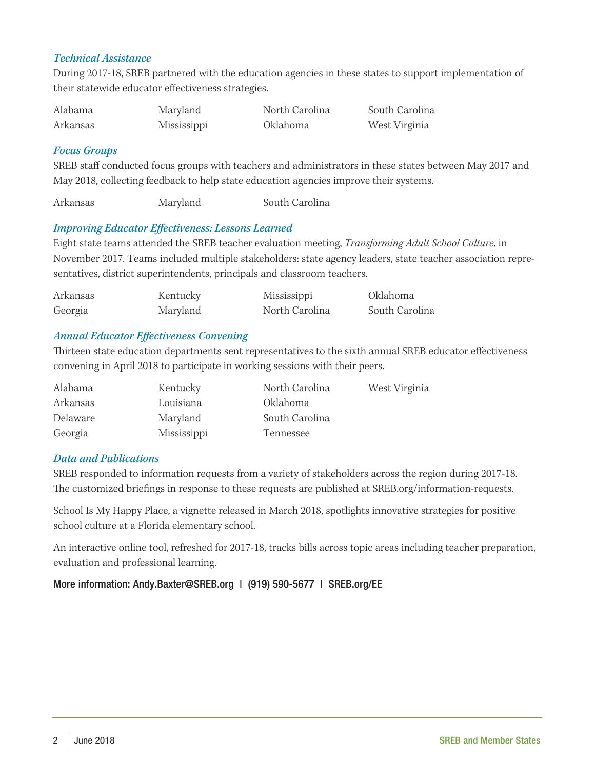### *Technical Assistance*

During 2017-18, SREB partnered with the education agencies in these states to support implementation of their statewide educator effectiveness strategies.

| | | | |
|---|---|---|---|
| Alabama | Maryland | North Carolina | South Carolina |
| Arkansas | Mississippi | Oklahoma | West Virginia |

### *Focus Groups*

SREB staff conducted focus groups with teachers and administrators in these states between May 2017 and May 2018, collecting feedback to help state education agencies improve their systems.

| | | |
|---|---|---|
| Arkansas | Maryland | South Carolina |

### *Improving Educator Effectiveness: Lessons Learned*

Eight state teams attended the SREB teacher evaluation meeting, *Transforming Adult School Culture*, in November 2017. Teams included multiple stakeholders: state agency leaders, state teacher association representatives, district superintendents, principals and classroom teachers.

| | | | |
|---|---|---|---|
| Arkansas | Kentucky | Mississippi | Oklahoma |
| Georgia | Maryland | North Carolina | South Carolina |

### *Annual Educator Effectiveness Convening*

Thirteen state education departments sent representatives to the sixth annual SREB educator effectiveness convening in April 2018 to participate in working sessions with their peers.

| | | | |
|---|---|---|---|
| Alabama | Kentucky | North Carolina | West Virginia |
| Arkansas | Louisiana | Oklahoma | |
| Delaware | Maryland | South Carolina | |
| Georgia | Mississippi | Tennessee | |

### *Data and Publications*

SREB responded to information requests from a variety of stakeholders across the region during 2017-18. The customized briefings in response to these requests are published at SREB.org/information-requests.

School Is My Happy Place, a vignette released in March 2018, spotlights innovative strategies for positive school culture at a Florida elementary school.

An interactive online tool, refreshed for 2017-18, tracks bills across topic areas including teacher preparation, evaluation and professional learning.

More information: Andy.Baxter@SREB.org | (919) 590-5677 | SREB.org/EE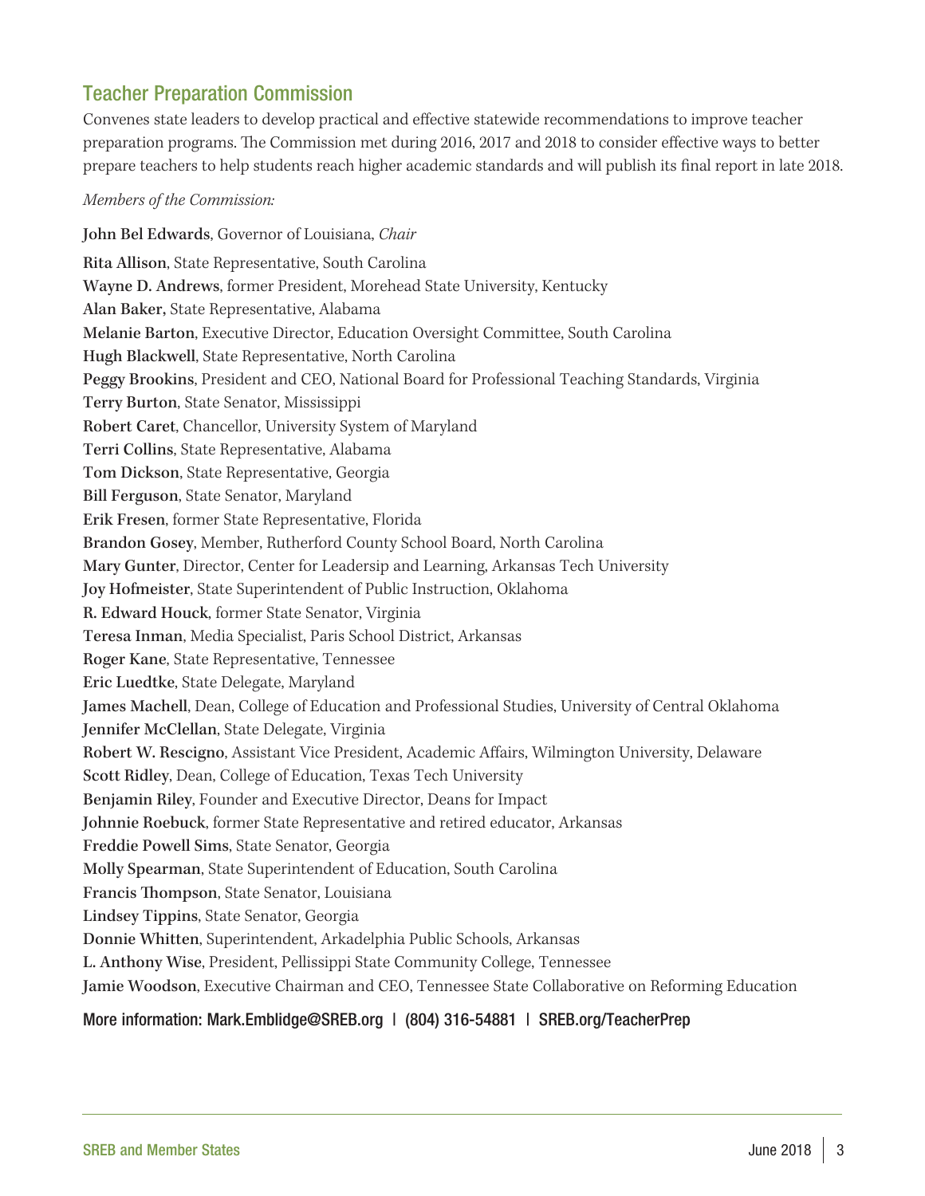## Teacher Preparation Commission

Convenes state leaders to develop practical and effective statewide recommendations to improve teacher preparation programs. The Commission met during 2016, 2017 and 2018 to consider effective ways to better prepare teachers to help students reach higher academic standards and will publish its final report in late 2018.

*Members of the Commission:*

**John Bel Edwards**, Governor of Louisiana, *Chair*

**Rita Allison**, State Representative, South Carolina
**Wayne D. Andrews**, former President, Morehead State University, Kentucky
**Alan Baker,** State Representative, Alabama
**Melanie Barton**, Executive Director, Education Oversight Committee, South Carolina
**Hugh Blackwell**, State Representative, North Carolina
**Peggy Brookins**, President and CEO, National Board for Professional Teaching Standards, Virginia
**Terry Burton**, State Senator, Mississippi
**Robert Caret**, Chancellor, University System of Maryland
**Terri Collins**, State Representative, Alabama
**Tom Dickson**, State Representative, Georgia
**Bill Ferguson**, State Senator, Maryland
**Erik Fresen**, former State Representative, Florida
**Brandon Gosey**, Member, Rutherford County School Board, North Carolina
**Mary Gunter**, Director, Center for Leadersip and Learning, Arkansas Tech University
**Joy Hofmeister**, State Superintendent of Public Instruction, Oklahoma
**R. Edward Houck**, former State Senator, Virginia
**Teresa Inman**, Media Specialist, Paris School District, Arkansas
**Roger Kane**, State Representative, Tennessee
**Eric Luedtke**, State Delegate, Maryland
**James Machell**, Dean, College of Education and Professional Studies, University of Central Oklahoma
**Jennifer McClellan**, State Delegate, Virginia
**Robert W. Rescigno**, Assistant Vice President, Academic Affairs, Wilmington University, Delaware
**Scott Ridley**, Dean, College of Education, Texas Tech University
**Benjamin Riley**, Founder and Executive Director, Deans for Impact
**Johnnie Roebuck**, former State Representative and retired educator, Arkansas
**Freddie Powell Sims**, State Senator, Georgia
**Molly Spearman**, State Superintendent of Education, South Carolina
**Francis Thompson**, State Senator, Louisiana
**Lindsey Tippins**, State Senator, Georgia
**Donnie Whitten**, Superintendent, Arkadelphia Public Schools, Arkansas
**L. Anthony Wise**, President, Pellissippi State Community College, Tennessee
**Jamie Woodson**, Executive Chairman and CEO, Tennessee State Collaborative on Reforming Education

More information: Mark.Emblidge@SREB.org | (804) 316-54881 | SREB.org/TeacherPrep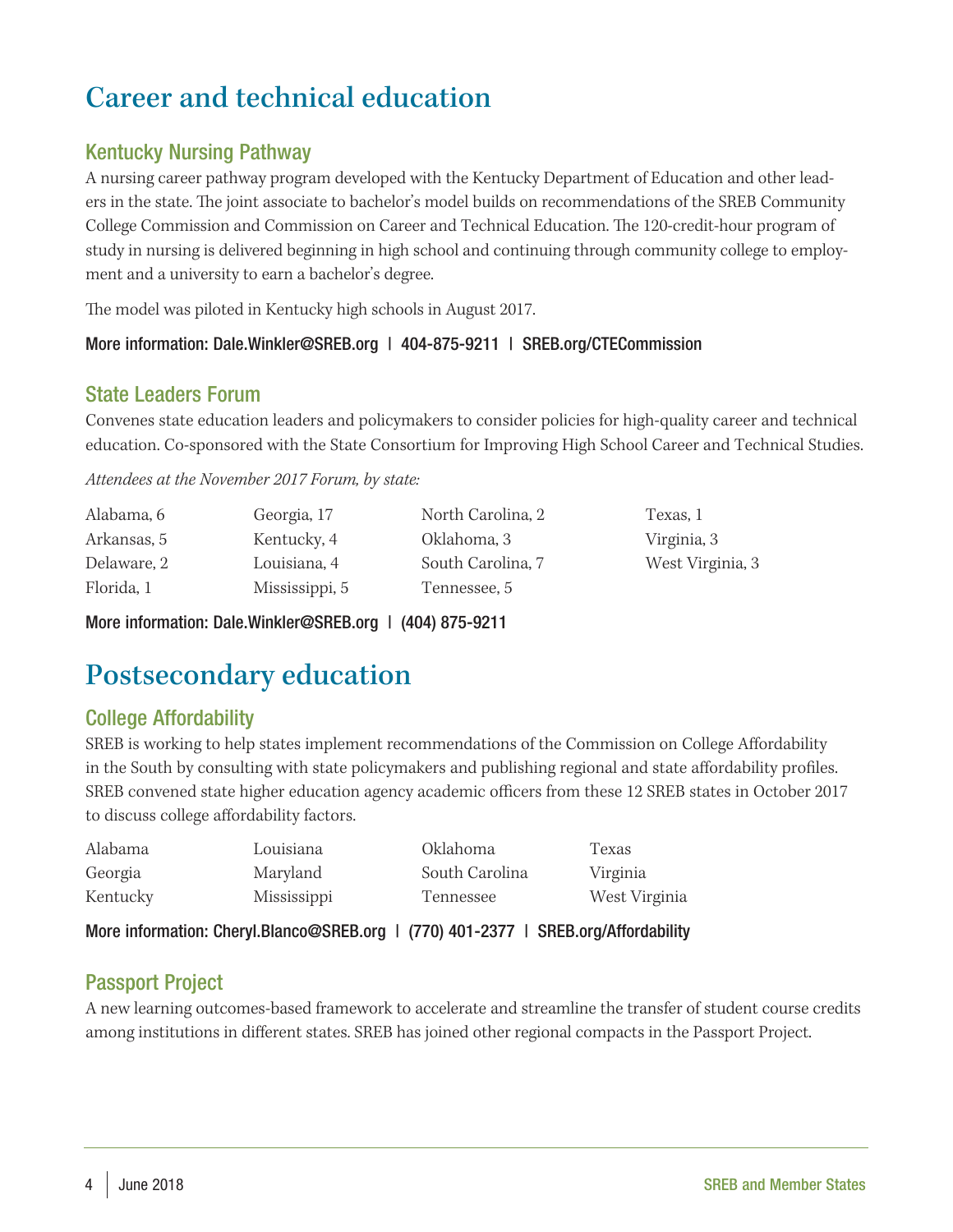# Career and technical education

## Kentucky Nursing Pathway

A nursing career pathway program developed with the Kentucky Department of Education and other leaders in the state. The joint associate to bachelor's model builds on recommendations of the SREB Community College Commission and Commission on Career and Technical Education. The 120-credit-hour program of study in nursing is delivered beginning in high school and continuing through community college to employment and a university to earn a bachelor's degree.

The model was piloted in Kentucky high schools in August 2017.

More information: Dale.Winkler@SREB.org | 404-875-9211 | SREB.org/CTECommission

## State Leaders Forum

Convenes state education leaders and policymakers to consider policies for high-quality career and technical education. Co-sponsored with the State Consortium for Improving High School Career and Technical Studies.

*Attendees at the November 2017 Forum, by state:*

Alabama, 6
Arkansas, 5
Delaware, 2
Florida, 1
Georgia, 17
Kentucky, 4
Louisiana, 4
Mississippi, 5
North Carolina, 2
Oklahoma, 3
South Carolina, 7
Tennessee, 5
Texas, 1
Virginia, 3
West Virginia, 3

More information: Dale.Winkler@SREB.org | (404) 875-9211

# Postsecondary education

## College Affordability

SREB is working to help states implement recommendations of the Commission on College Affordability in the South by consulting with state policymakers and publishing regional and state affordability profiles. SREB convened state higher education agency academic officers from these 12 SREB states in October 2017 to discuss college affordability factors.

Alabama
Georgia
Kentucky
Louisiana
Maryland
Mississippi
Oklahoma
South Carolina
Tennessee
Texas
Virginia
West Virginia

More information: Cheryl.Blanco@SREB.org | (770) 401-2377 | SREB.org/Affordability

## Passport Project

A new learning outcomes-based framework to accelerate and streamline the transfer of student course credits among institutions in different states. SREB has joined other regional compacts in the Passport Project.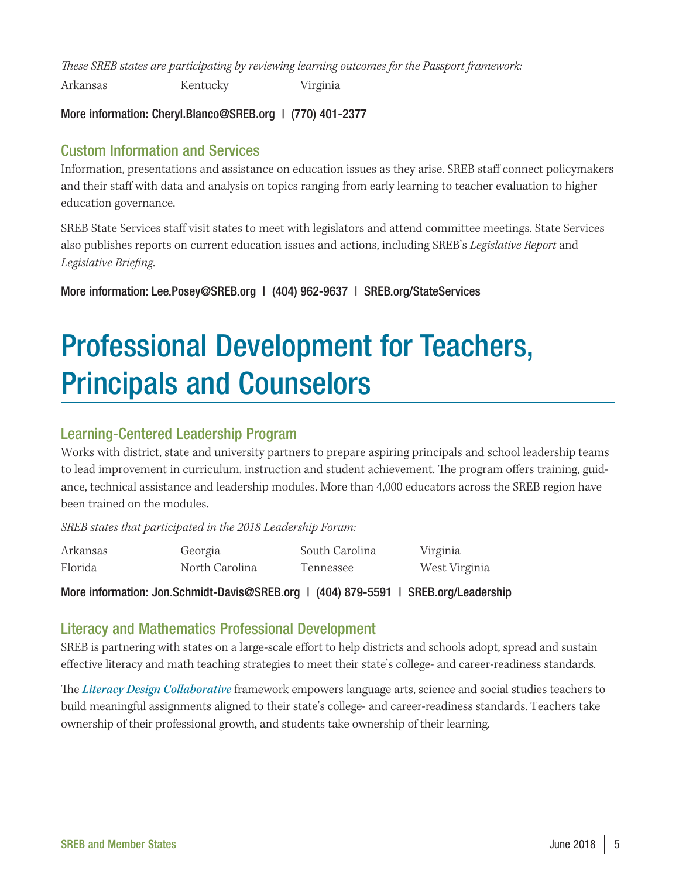*These SREB states are participating by reviewing learning outcomes for the Passport framework:*

| | | |
|---|---|---|
| Arkansas | Kentucky | Virginia |

More information: Cheryl.Blanco@SREB.org | (770) 401-2377

### Custom Information and Services

Information, presentations and assistance on education issues as they arise. SREB staff connect policymakers and their staff with data and analysis on topics ranging from early learning to teacher evaluation to higher education governance.

SREB State Services staff visit states to meet with legislators and attend committee meetings. State Services also publishes reports on current education issues and actions, including SREB's *Legislative Report* and *Legislative Briefing*.

More information: Lee.Posey@SREB.org | (404) 962-9637 | SREB.org/StateServices

# Professional Development for Teachers, Principals and Counselors

### Learning-Centered Leadership Program

Works with district, state and university partners to prepare aspiring principals and school leadership teams to lead improvement in curriculum, instruction and student achievement. The program offers training, guidance, technical assistance and leadership modules. More than 4,000 educators across the SREB region have been trained on the modules.

*SREB states that participated in the 2018 Leadership Forum:*

| | | | |
|---|---|---|---|
| Arkansas | Georgia | South Carolina | Virginia |
| Florida | North Carolina | Tennessee | West Virginia |

More information: Jon.Schmidt-Davis@SREB.org | (404) 879-5591 | SREB.org/Leadership

### Literacy and Mathematics Professional Development

SREB is partnering with states on a large-scale effort to help districts and schools adopt, spread and sustain effective literacy and math teaching strategies to meet their state's college- and career-readiness standards.

The ***Literacy Design Collaborative*** framework empowers language arts, science and social studies teachers to build meaningful assignments aligned to their state's college- and career-readiness standards. Teachers take ownership of their professional growth, and students take ownership of their learning.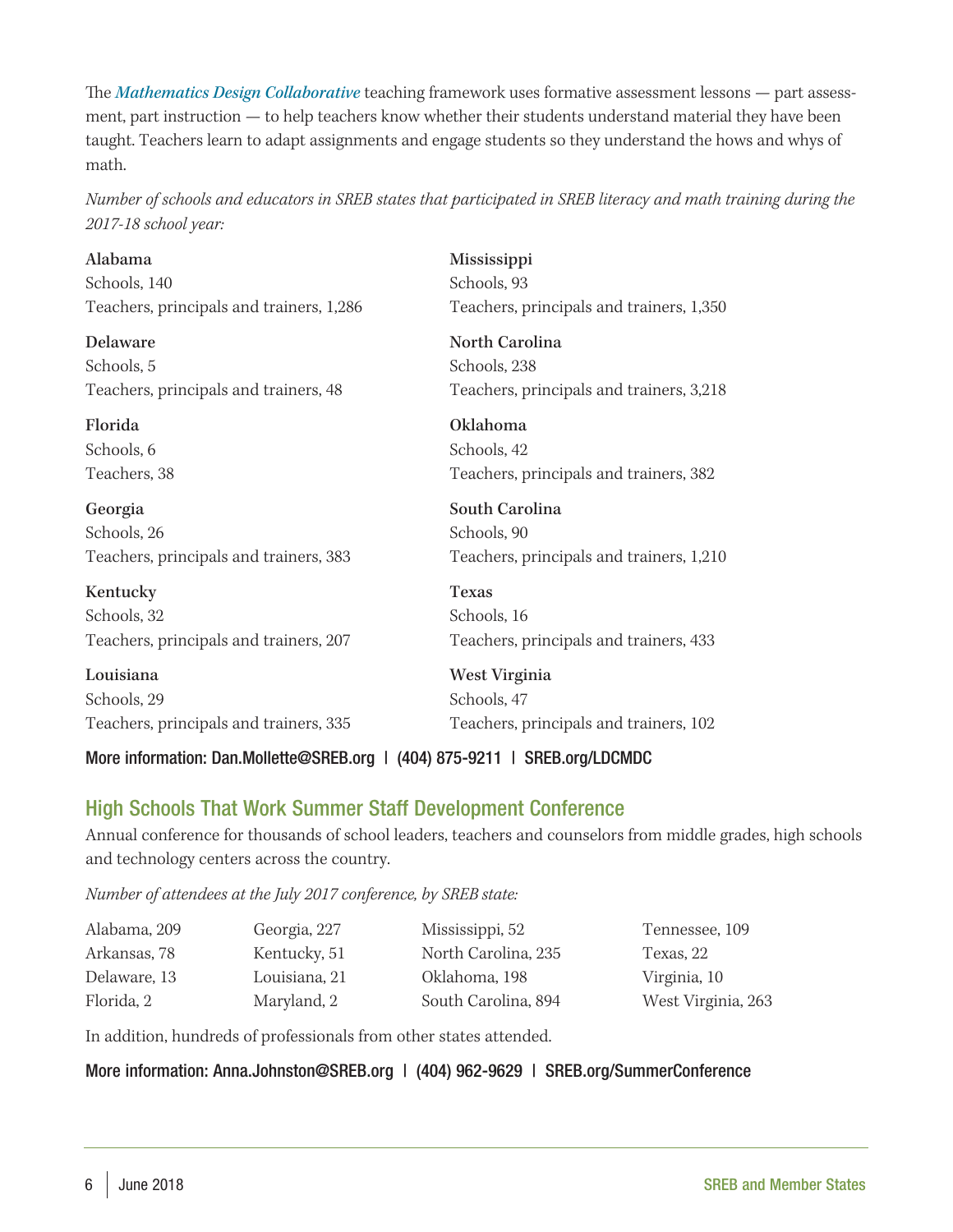The *Mathematics Design Collaborative* teaching framework uses formative assessment lessons — part assessment, part instruction — to help teachers know whether their students understand material they have been taught. Teachers learn to adapt assignments and engage students so they understand the hows and whys of math.

*Number of schools and educators in SREB states that participated in SREB literacy and math training during the 2017-18 school year:*

**Alabama**
Schools, 140
Teachers, principals and trainers, 1,286

**Delaware**
Schools, 5
Teachers, principals and trainers, 48

**Florida**
Schools, 6
Teachers, 38

**Georgia**
Schools, 26
Teachers, principals and trainers, 383

**Kentucky**
Schools, 32
Teachers, principals and trainers, 207

**Louisiana**
Schools, 29
Teachers, principals and trainers, 335

**Mississippi**
Schools, 93
Teachers, principals and trainers, 1,350

**North Carolina**
Schools, 238
Teachers, principals and trainers, 3,218

**Oklahoma**
Schools, 42
Teachers, principals and trainers, 382

**South Carolina**
Schools, 90
Teachers, principals and trainers, 1,210

**Texas**
Schools, 16
Teachers, principals and trainers, 433

**West Virginia**
Schools, 47
Teachers, principals and trainers, 102

More information: Dan.Mollette@SREB.org | (404) 875-9211 | SREB.org/LDCMDC

## High Schools That Work Summer Staff Development Conference

Annual conference for thousands of school leaders, teachers and counselors from middle grades, high schools and technology centers across the country.

*Number of attendees at the July 2017 conference, by SREB state:*

Alabama, 209
Arkansas, 78
Delaware, 13
Florida, 2
Georgia, 227
Kentucky, 51
Louisiana, 21
Maryland, 2
Mississippi, 52
North Carolina, 235
Oklahoma, 198
South Carolina, 894
Tennessee, 109
Texas, 22
Virginia, 10
West Virginia, 263

In addition, hundreds of professionals from other states attended.

More information: Anna.Johnston@SREB.org | (404) 962-9629 | SREB.org/SummerConference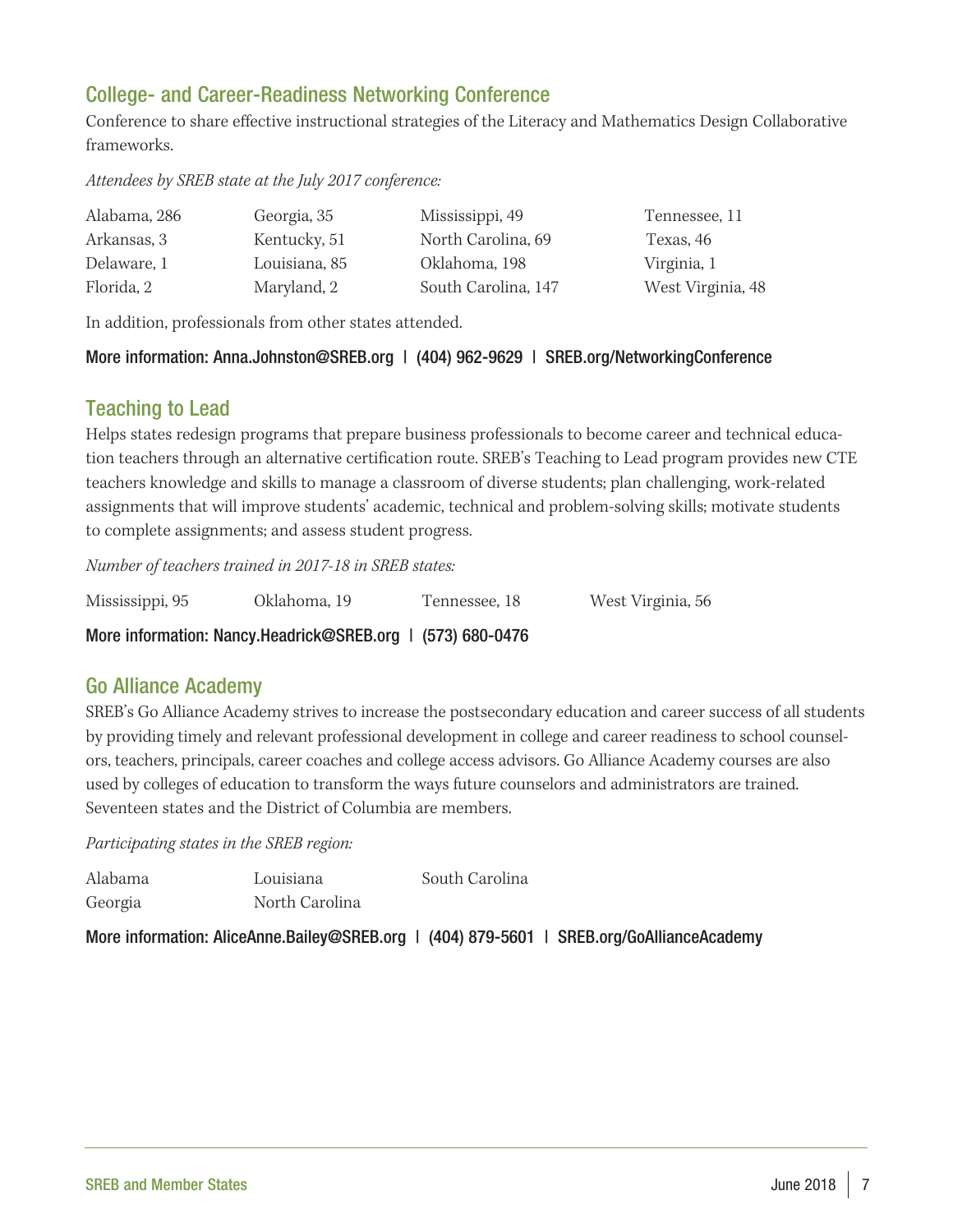## College- and Career-Readiness Networking Conference

Conference to share effective instructional strategies of the Literacy and Mathematics Design Collaborative frameworks.

*Attendees by SREB state at the July 2017 conference:*

| | | | |
|---|---|---|---|
| Alabama, 286 | Georgia, 35 | Mississippi, 49 | Tennessee, 11 |
| Arkansas, 3 | Kentucky, 51 | North Carolina, 69 | Texas, 46 |
| Delaware, 1 | Louisiana, 85 | Oklahoma, 198 | Virginia, 1 |
| Florida, 2 | Maryland, 2 | South Carolina, 147 | West Virginia, 48 |

In addition, professionals from other states attended.

**More information: Anna.Johnston@SREB.org | (404) 962-9629 | SREB.org/NetworkingConference**

## Teaching to Lead

Helps states redesign programs that prepare business professionals to become career and technical education teachers through an alternative certification route. SREB's Teaching to Lead program provides new CTE teachers knowledge and skills to manage a classroom of diverse students; plan challenging, work-related assignments that will improve students' academic, technical and problem-solving skills; motivate students to complete assignments; and assess student progress.

*Number of teachers trained in 2017-18 in SREB states:*

| | | | |
|---|---|---|---|
| Mississippi, 95 | Oklahoma, 19 | Tennessee, 18 | West Virginia, 56 |

**More information: Nancy.Headrick@SREB.org | (573) 680-0476**

## Go Alliance Academy

SREB's Go Alliance Academy strives to increase the postsecondary education and career success of all students by providing timely and relevant professional development in college and career readiness to school counselors, teachers, principals, career coaches and college access advisors. Go Alliance Academy courses are also used by colleges of education to transform the ways future counselors and administrators are trained. Seventeen states and the District of Columbia are members.

*Participating states in the SREB region:*

| | | |
|---|---|---|
| Alabama | Louisiana | South Carolina |
| Georgia | North Carolina | |

**More information: AliceAnne.Bailey@SREB.org | (404) 879-5601 | SREB.org/GoAllianceAcademy**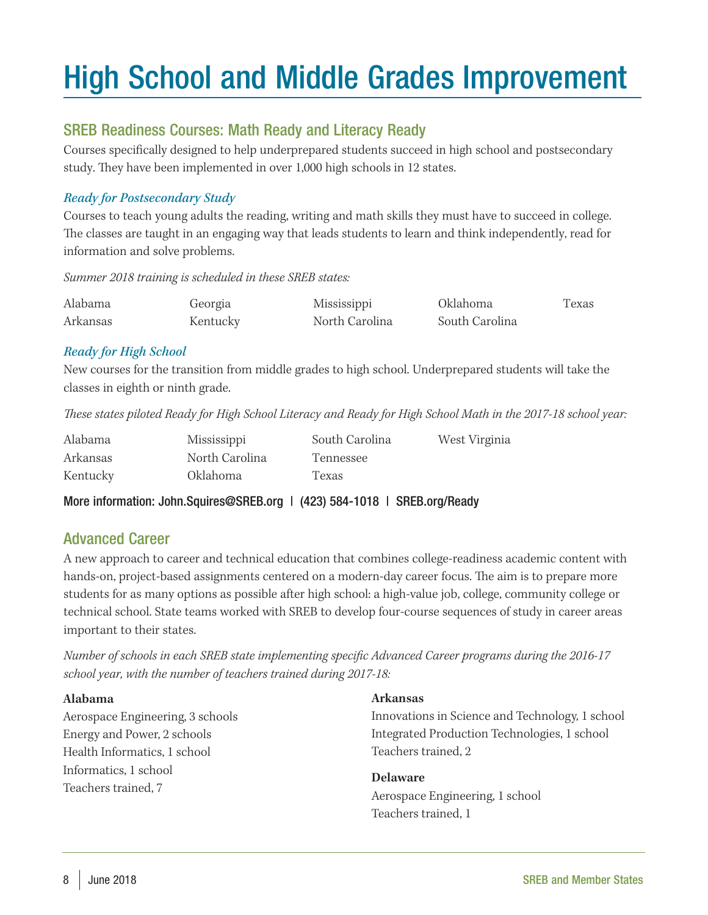# High School and Middle Grades Improvement

## SREB Readiness Courses: Math Ready and Literacy Ready

Courses specifically designed to help underprepared students succeed in high school and postsecondary study. They have been implemented in over 1,000 high schools in 12 states.

### *Ready for Postsecondary Study*

Courses to teach young adults the reading, writing and math skills they must have to succeed in college. The classes are taught in an engaging way that leads students to learn and think independently, read for information and solve problems.

*Summer 2018 training is scheduled in these SREB states:*

- Alabama
- Arkansas
- Georgia
- Kentucky
- Mississippi
- North Carolina
- Oklahoma
- South Carolina
- Texas

### *Ready for High School*

New courses for the transition from middle grades to high school. Underprepared students will take the classes in eighth or ninth grade.

*These states piloted Ready for High School Literacy and Ready for High School Math in the 2017-18 school year:*

- Alabama
- Arkansas
- Kentucky
- Mississippi
- North Carolina
- Oklahoma
- South Carolina
- Tennessee
- Texas
- West Virginia

More information: John.Squires@SREB.org | (423) 584-1018 | SREB.org/Ready

## Advanced Career

A new approach to career and technical education that combines college-readiness academic content with hands-on, project-based assignments centered on a modern-day career focus. The aim is to prepare more students for as many options as possible after high school: a high-value job, college, community college or technical school. State teams worked with SREB to develop four-course sequences of study in career areas important to their states.

*Number of schools in each SREB state implementing specific Advanced Career programs during the 2016-17 school year, with the number of teachers trained during 2017-18:*

**Alabama**
Aerospace Engineering, 3 schools
Energy and Power, 2 schools
Health Informatics, 1 school
Informatics, 1 school
Teachers trained, 7

**Arkansas**
Innovations in Science and Technology, 1 school
Integrated Production Technologies, 1 school
Teachers trained, 2

**Delaware**
Aerospace Engineering, 1 school
Teachers trained, 1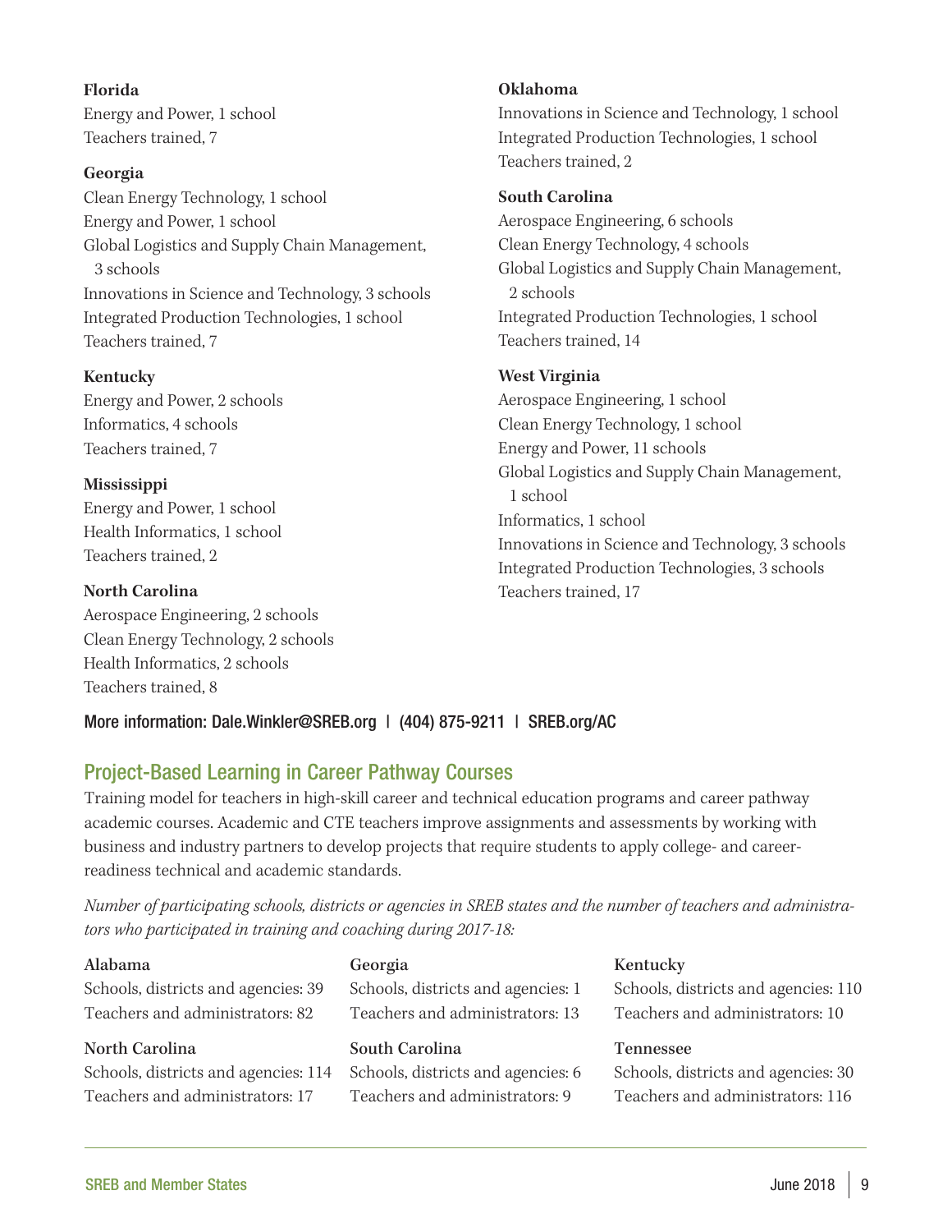**Florida**
Energy and Power, 1 school
Teachers trained, 7

**Georgia**
Clean Energy Technology, 1 school
Energy and Power, 1 school
Global Logistics and Supply Chain Management, 3 schools
Innovations in Science and Technology, 3 schools
Integrated Production Technologies, 1 school
Teachers trained, 7

**Kentucky**
Energy and Power, 2 schools
Informatics, 4 schools
Teachers trained, 7

**Mississippi**
Energy and Power, 1 school
Health Informatics, 1 school
Teachers trained, 2

**North Carolina**
Aerospace Engineering, 2 schools
Clean Energy Technology, 2 schools
Health Informatics, 2 schools
Teachers trained, 8

**Oklahoma**
Innovations in Science and Technology, 1 school
Integrated Production Technologies, 1 school
Teachers trained, 2

**South Carolina**
Aerospace Engineering, 6 schools
Clean Energy Technology, 4 schools
Global Logistics and Supply Chain Management, 2 schools
Integrated Production Technologies, 1 school
Teachers trained, 14

**West Virginia**
Aerospace Engineering, 1 school
Clean Energy Technology, 1 school
Energy and Power, 11 schools
Global Logistics and Supply Chain Management, 1 school
Informatics, 1 school
Innovations in Science and Technology, 3 schools
Integrated Production Technologies, 3 schools
Teachers trained, 17

More information: Dale.Winkler@SREB.org | (404) 875-9211 | SREB.org/AC

## Project-Based Learning in Career Pathway Courses

Training model for teachers in high-skill career and technical education programs and career pathway academic courses. Academic and CTE teachers improve assignments and assessments by working with business and industry partners to develop projects that require students to apply college- and career-readiness technical and academic standards.

*Number of participating schools, districts or agencies in SREB states and the number of teachers and administrators who participated in training and coaching during 2017-18:*

**Alabama**
Schools, districts and agencies: 39
Teachers and administrators: 82

**Georgia**
Schools, districts and agencies: 1
Teachers and administrators: 13

**Kentucky**
Schools, districts and agencies: 110
Teachers and administrators: 10

**North Carolina**
Schools, districts and agencies: 114
Teachers and administrators: 17

**South Carolina**
Schools, districts and agencies: 6
Teachers and administrators: 9

**Tennessee**
Schools, districts and agencies: 30
Teachers and administrators: 116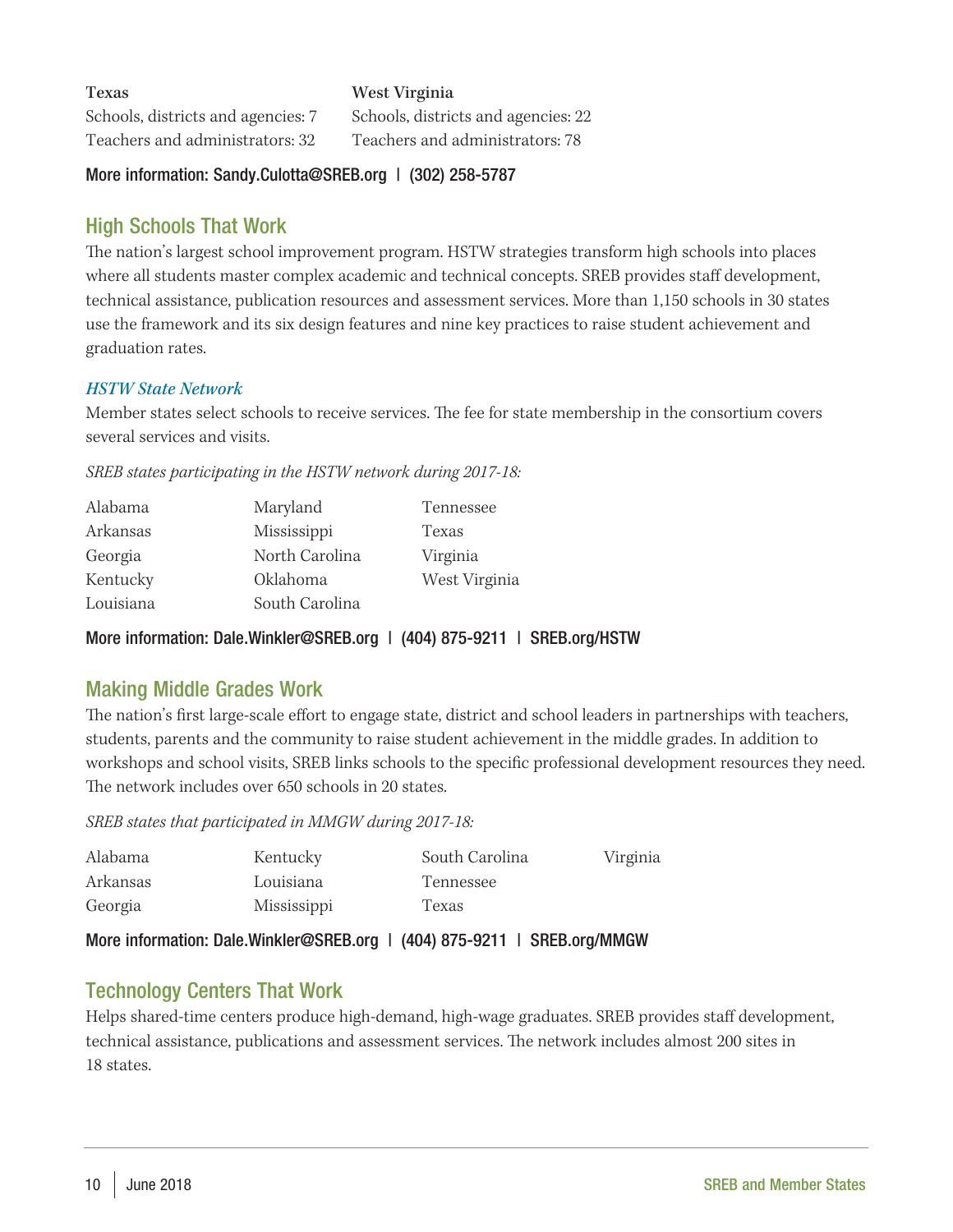**Texas**
Schools, districts and agencies: 7
Teachers and administrators: 32

**West Virginia**
Schools, districts and agencies: 22
Teachers and administrators: 78

More information: Sandy.Culotta@SREB.org | (302) 258-5787

## High Schools That Work

The nation's largest school improvement program. HSTW strategies transform high schools into places where all students master complex academic and technical concepts. SREB provides staff development, technical assistance, publication resources and assessment services. More than 1,150 schools in 30 states use the framework and its six design features and nine key practices to raise student achievement and graduation rates.

### *HSTW State Network*

Member states select schools to receive services. The fee for state membership in the consortium covers several services and visits.

*SREB states participating in the HSTW network during 2017-18:*

- Alabama
- Arkansas
- Georgia
- Kentucky
- Louisiana
- Maryland
- Mississippi
- North Carolina
- Oklahoma
- South Carolina
- Tennessee
- Texas
- Virginia
- West Virginia

More information: Dale.Winkler@SREB.org | (404) 875-9211 | SREB.org/HSTW

## Making Middle Grades Work

The nation's first large-scale effort to engage state, district and school leaders in partnerships with teachers, students, parents and the community to raise student achievement in the middle grades. In addition to workshops and school visits, SREB links schools to the specific professional development resources they need. The network includes over 650 schools in 20 states.

*SREB states that participated in MMGW during 2017-18:*

- Alabama
- Arkansas
- Georgia
- Kentucky
- Louisiana
- Mississippi
- South Carolina
- Tennessee
- Texas
- Virginia

More information: Dale.Winkler@SREB.org | (404) 875-9211 | SREB.org/MMGW

## Technology Centers That Work

Helps shared-time centers produce high-demand, high-wage graduates. SREB provides staff development, technical assistance, publications and assessment services. The network includes almost 200 sites in 18 states.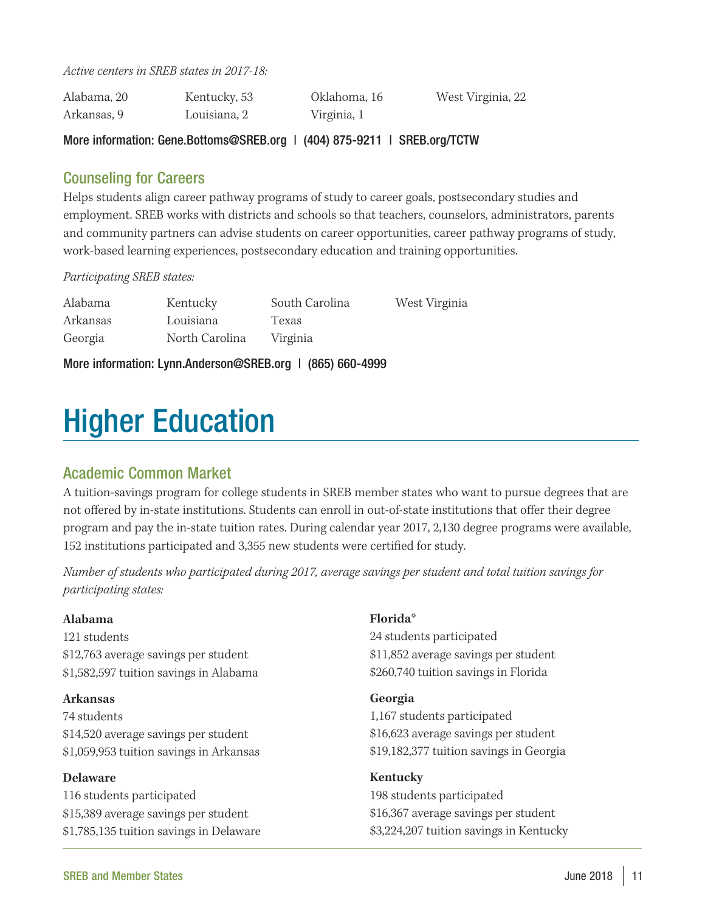*Active centers in SREB states in 2017-18:*

| | | | |
|---|---|---|---|
| Alabama, 20 | Kentucky, 53 | Oklahoma, 16 | West Virginia, 22 |
| Arkansas, 9 | Louisiana, 2 | Virginia, 1 | |

More information: Gene.Bottoms@SREB.org | (404) 875-9211 | SREB.org/TCTW

## Counseling for Careers

Helps students align career pathway programs of study to career goals, postsecondary studies and employment. SREB works with districts and schools so that teachers, counselors, administrators, parents and community partners can advise students on career opportunities, career pathway programs of study, work-based learning experiences, postsecondary education and training opportunities.

*Participating SREB states:*

| | | | |
|---|---|---|---|
| Alabama | Kentucky | South Carolina | West Virginia |
| Arkansas | Louisiana | Texas | |
| Georgia | North Carolina | Virginia | |

More information: Lynn.Anderson@SREB.org | (865) 660-4999

# Higher Education

## Academic Common Market

A tuition-savings program for college students in SREB member states who want to pursue degrees that are not offered by in-state institutions. Students can enroll in out-of-state institutions that offer their degree program and pay the in-state tuition rates. During calendar year 2017, 2,130 degree programs were available, 152 institutions participated and 3,355 new students were certified for study.

*Number of students who participated during 2017, average savings per student and total tuition savings for participating states:*

**Alabama**
121 students
$12,763 average savings per student
$1,582,597 tuition savings in Alabama

**Arkansas**
74 students
$14,520 average savings per student
$1,059,953 tuition savings in Arkansas

**Delaware**
116 students participated
$15,389 average savings per student
$1,785,135 tuition savings in Delaware

**Florida***
24 students participated
$11,852 average savings per student
$260,740 tuition savings in Florida

**Georgia**
1,167 students participated
$16,623 average savings per student
$19,182,377 tuition savings in Georgia

**Kentucky**
198 students participated
$16,367 average savings per student
$3,224,207 tuition savings in Kentucky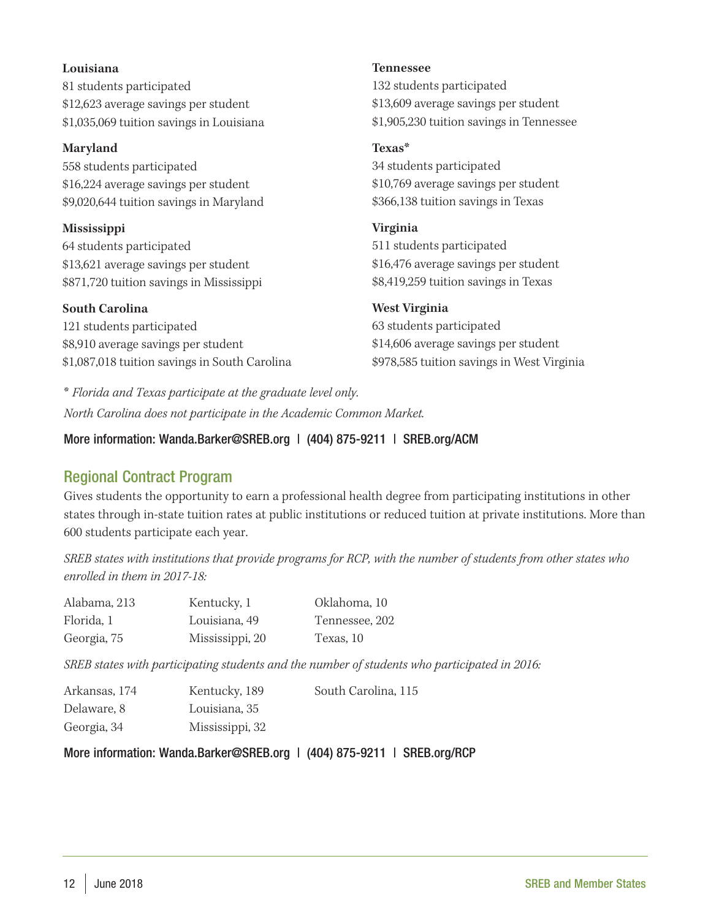**Louisiana**
81 students participated
$12,623 average savings per student
$1,035,069 tuition savings in Louisiana

**Maryland**
558 students participated
$16,224 average savings per student
$9,020,644 tuition savings in Maryland

**Mississippi**
64 students participated
$13,621 average savings per student
$871,720 tuition savings in Mississippi

**South Carolina**
121 students participated
$8,910 average savings per student
$1,087,018 tuition savings in South Carolina

**Tennessee**
132 students participated
$13,609 average savings per student
$1,905,230 tuition savings in Tennessee

**Texas***
34 students participated
$10,769 average savings per student
$366,138 tuition savings in Texas

**Virginia**
511 students participated
$16,476 average savings per student
$8,419,259 tuition savings in Texas

**West Virginia**
63 students participated
$14,606 average savings per student
$978,585 tuition savings in West Virginia

*\* Florida and Texas participate at the graduate level only.*

*North Carolina does not participate in the Academic Common Market.*

More information: Wanda.Barker@SREB.org | (404) 875-9211 | SREB.org/ACM

## Regional Contract Program

Gives students the opportunity to earn a professional health degree from participating institutions in other states through in-state tuition rates at public institutions or reduced tuition at private institutions. More than 600 students participate each year.

*SREB states with institutions that provide programs for RCP, with the number of students from other states who enrolled in them in 2017-18:*

| | | |
|---|---|---|
| Alabama, 213 | Kentucky, 1 | Oklahoma, 10 |
| Florida, 1 | Louisiana, 49 | Tennessee, 202 |
| Georgia, 75 | Mississippi, 20 | Texas, 10 |

*SREB states with participating students and the number of students who participated in 2016:*

| | | |
|---|---|---|
| Arkansas, 174 | Kentucky, 189 | South Carolina, 115 |
| Delaware, 8 | Louisiana, 35 | |
| Georgia, 34 | Mississippi, 32 | |

More information: Wanda.Barker@SREB.org | (404) 875-9211 | SREB.org/RCP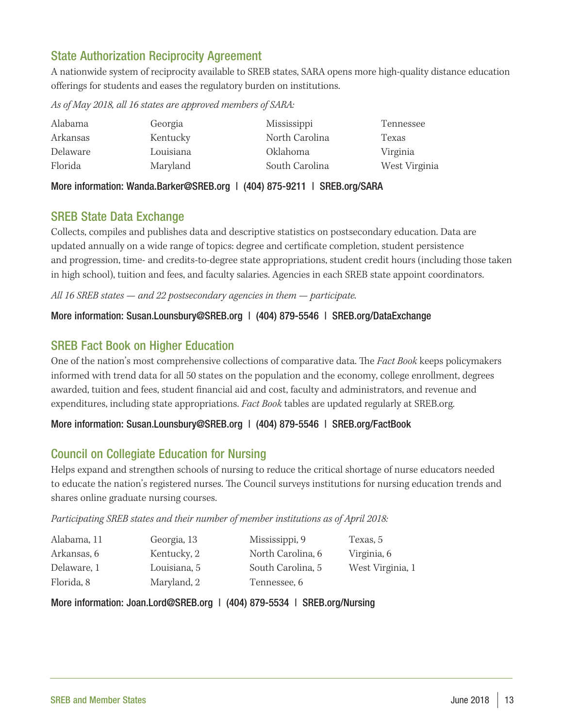## State Authorization Reciprocity Agreement

A nationwide system of reciprocity available to SREB states, SARA opens more high-quality distance education offerings for students and eases the regulatory burden on institutions.

*As of May 2018, all 16 states are approved members of SARA:*

| | | | |
|---|---|---|---|
| Alabama | Georgia | Mississippi | Tennessee |
| Arkansas | Kentucky | North Carolina | Texas |
| Delaware | Louisiana | Oklahoma | Virginia |
| Florida | Maryland | South Carolina | West Virginia |

More information: Wanda.Barker@SREB.org | (404) 875-9211 | SREB.org/SARA

## SREB State Data Exchange

Collects, compiles and publishes data and descriptive statistics on postsecondary education. Data are updated annually on a wide range of topics: degree and certificate completion, student persistence and progression, time- and credits-to-degree state appropriations, student credit hours (including those taken in high school), tuition and fees, and faculty salaries. Agencies in each SREB state appoint coordinators.

*All 16 SREB states — and 22 postsecondary agencies in them — participate.*

More information: Susan.Lounsbury@SREB.org | (404) 879-5546 | SREB.org/DataExchange

## SREB Fact Book on Higher Education

One of the nation's most comprehensive collections of comparative data. The *Fact Book* keeps policymakers informed with trend data for all 50 states on the population and the economy, college enrollment, degrees awarded, tuition and fees, student financial aid and cost, faculty and administrators, and revenue and expenditures, including state appropriations. *Fact Book* tables are updated regularly at SREB.org.

More information: Susan.Lounsbury@SREB.org | (404) 879-5546 | SREB.org/FactBook

## Council on Collegiate Education for Nursing

Helps expand and strengthen schools of nursing to reduce the critical shortage of nurse educators needed to educate the nation's registered nurses. The Council surveys institutions for nursing education trends and shares online graduate nursing courses.

*Participating SREB states and their number of member institutions as of April 2018:*

| | | | |
|---|---|---|---|
| Alabama, 11 | Georgia, 13 | Mississippi, 9 | Texas, 5 |
| Arkansas, 6 | Kentucky, 2 | North Carolina, 6 | Virginia, 6 |
| Delaware, 1 | Louisiana, 5 | South Carolina, 5 | West Virginia, 1 |
| Florida, 8 | Maryland, 2 | Tennessee, 6 | |

More information: Joan.Lord@SREB.org | (404) 879-5534 | SREB.org/Nursing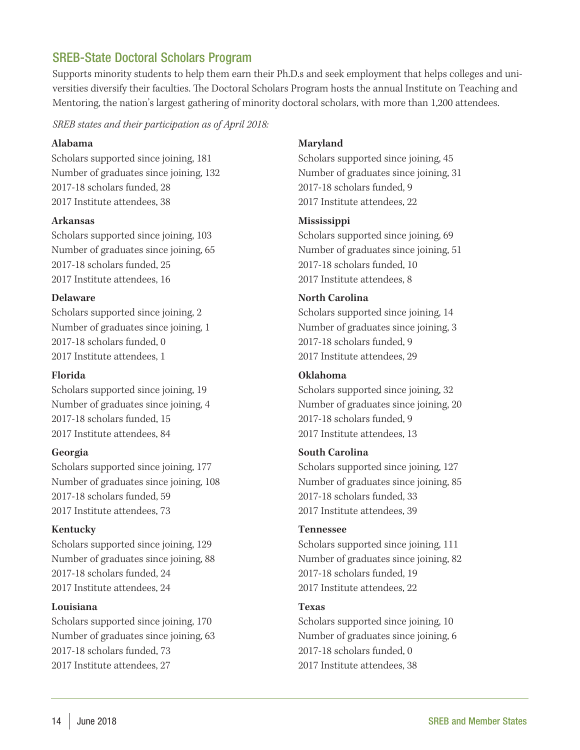## SREB-State Doctoral Scholars Program

Supports minority students to help them earn their Ph.D.s and seek employment that helps colleges and universities diversify their faculties. The Doctoral Scholars Program hosts the annual Institute on Teaching and Mentoring, the nation's largest gathering of minority doctoral scholars, with more than 1,200 attendees.

*SREB states and their participation as of April 2018:*

**Alabama**
Scholars supported since joining, 181
Number of graduates since joining, 132
2017-18 scholars funded, 28
2017 Institute attendees, 38

**Arkansas**
Scholars supported since joining, 103
Number of graduates since joining, 65
2017-18 scholars funded, 25
2017 Institute attendees, 16

**Delaware**
Scholars supported since joining, 2
Number of graduates since joining, 1
2017-18 scholars funded, 0
2017 Institute attendees, 1

**Florida**
Scholars supported since joining, 19
Number of graduates since joining, 4
2017-18 scholars funded, 15
2017 Institute attendees, 84

**Georgia**
Scholars supported since joining, 177
Number of graduates since joining, 108
2017-18 scholars funded, 59
2017 Institute attendees, 73

**Kentucky**
Scholars supported since joining, 129
Number of graduates since joining, 88
2017-18 scholars funded, 24
2017 Institute attendees, 24

**Louisiana**
Scholars supported since joining, 170
Number of graduates since joining, 63
2017-18 scholars funded, 73
2017 Institute attendees, 27

**Maryland**
Scholars supported since joining, 45
Number of graduates since joining, 31
2017-18 scholars funded, 9
2017 Institute attendees, 22

**Mississippi**
Scholars supported since joining, 69
Number of graduates since joining, 51
2017-18 scholars funded, 10
2017 Institute attendees, 8

**North Carolina**
Scholars supported since joining, 14
Number of graduates since joining, 3
2017-18 scholars funded, 9
2017 Institute attendees, 29

**Oklahoma**
Scholars supported since joining, 32
Number of graduates since joining, 20
2017-18 scholars funded, 9
2017 Institute attendees, 13

**South Carolina**
Scholars supported since joining, 127
Number of graduates since joining, 85
2017-18 scholars funded, 33
2017 Institute attendees, 39

**Tennessee**
Scholars supported since joining, 111
Number of graduates since joining, 82
2017-18 scholars funded, 19
2017 Institute attendees, 22

**Texas**
Scholars supported since joining, 10
Number of graduates since joining, 6
2017-18 scholars funded, 0
2017 Institute attendees, 38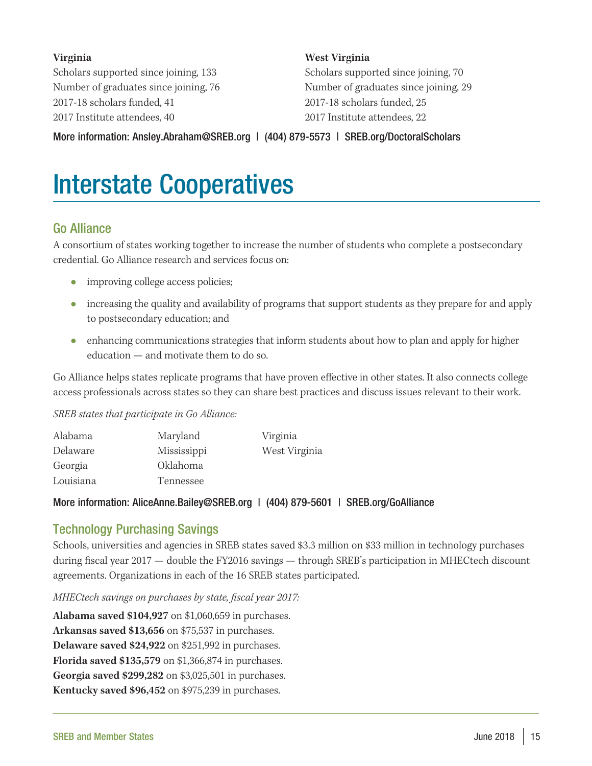**Virginia**
Scholars supported since joining, 133
Number of graduates since joining, 76
2017-18 scholars funded, 41
2017 Institute attendees, 40

**West Virginia**
Scholars supported since joining, 70
Number of graduates since joining, 29
2017-18 scholars funded, 25
2017 Institute attendees, 22

More information: Ansley.Abraham@SREB.org | (404) 879-5573 | SREB.org/DoctoralScholars

# Interstate Cooperatives

## Go Alliance

A consortium of states working together to increase the number of students who complete a postsecondary credential. Go Alliance research and services focus on:

- improving college access policies;
- increasing the quality and availability of programs that support students as they prepare for and apply to postsecondary education; and
- enhancing communications strategies that inform students about how to plan and apply for higher education — and motivate them to do so.

Go Alliance helps states replicate programs that have proven effective in other states. It also connects college access professionals across states so they can share best practices and discuss issues relevant to their work.

*SREB states that participate in Go Alliance:*

Alabama
Delaware
Georgia
Louisiana
Maryland
Mississippi
Oklahoma
Tennessee
Virginia
West Virginia

More information: AliceAnne.Bailey@SREB.org | (404) 879-5601 | SREB.org/GoAlliance

## Technology Purchasing Savings

Schools, universities and agencies in SREB states saved $3.3 million on $33 million in technology purchases during fiscal year 2017 — double the FY2016 savings — through SREB's participation in MHECtech discount agreements. Organizations in each of the 16 SREB states participated.

*MHECtech savings on purchases by state, fiscal year 2017:*

**Alabama saved $104,927** on $1,060,659 in purchases.
**Arkansas saved $13,656** on $75,537 in purchases.
**Delaware saved $24,922** on $251,992 in purchases.
**Florida saved $135,579** on $1,366,874 in purchases.
**Georgia saved $299,282** on $3,025,501 in purchases.
**Kentucky saved $96,452** on $975,239 in purchases.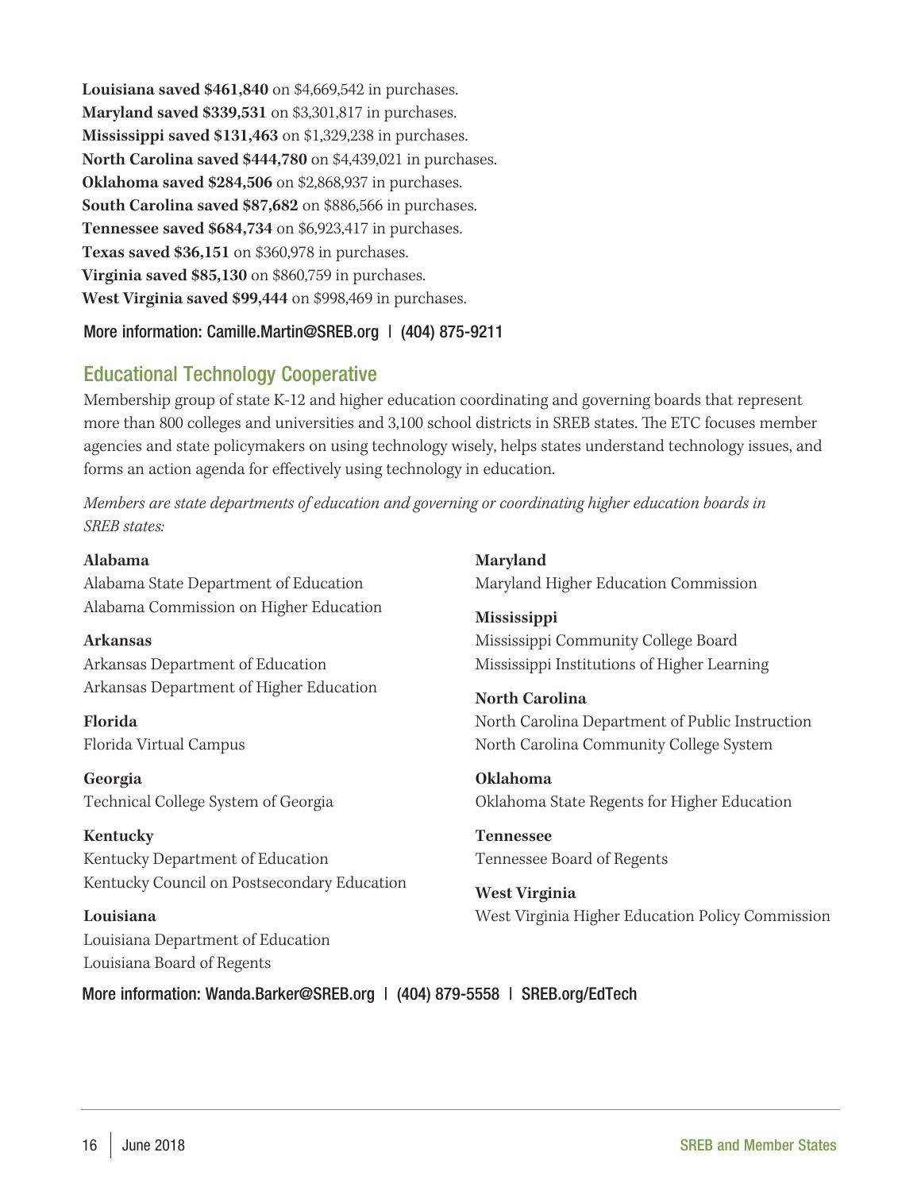**Louisiana saved $461,840** on $4,669,542 in purchases.
**Maryland saved $339,531** on $3,301,817 in purchases.
**Mississippi saved $131,463** on $1,329,238 in purchases.
**North Carolina saved $444,780** on $4,439,021 in purchases.
**Oklahoma saved $284,506** on $2,868,937 in purchases.
**South Carolina saved $87,682** on $886,566 in purchases.
**Tennessee saved $684,734** on $6,923,417 in purchases.
**Texas saved $36,151** on $360,978 in purchases.
**Virginia saved $85,130** on $860,759 in purchases.
**West Virginia saved $99,444** on $998,469 in purchases.

More information: Camille.Martin@SREB.org | (404) 875-9211

## Educational Technology Cooperative

Membership group of state K-12 and higher education coordinating and governing boards that represent more than 800 colleges and universities and 3,100 school districts in SREB states. The ETC focuses member agencies and state policymakers on using technology wisely, helps states understand technology issues, and forms an action agenda for effectively using technology in education.

*Members are state departments of education and governing or coordinating higher education boards in SREB states:*

**Alabama**
Alabama State Department of Education
Alabama Commission on Higher Education

**Arkansas**
Arkansas Department of Education
Arkansas Department of Higher Education

**Florida**
Florida Virtual Campus

**Georgia**
Technical College System of Georgia

**Kentucky**
Kentucky Department of Education
Kentucky Council on Postsecondary Education

**Louisiana**
Louisiana Department of Education
Louisiana Board of Regents

**Maryland**
Maryland Higher Education Commission

**Mississippi**
Mississippi Community College Board
Mississippi Institutions of Higher Learning

**North Carolina**
North Carolina Department of Public Instruction
North Carolina Community College System

**Oklahoma**
Oklahoma State Regents for Higher Education

**Tennessee**
Tennessee Board of Regents

**West Virginia**
West Virginia Higher Education Policy Commission

More information: Wanda.Barker@SREB.org | (404) 879-5558 | SREB.org/EdTech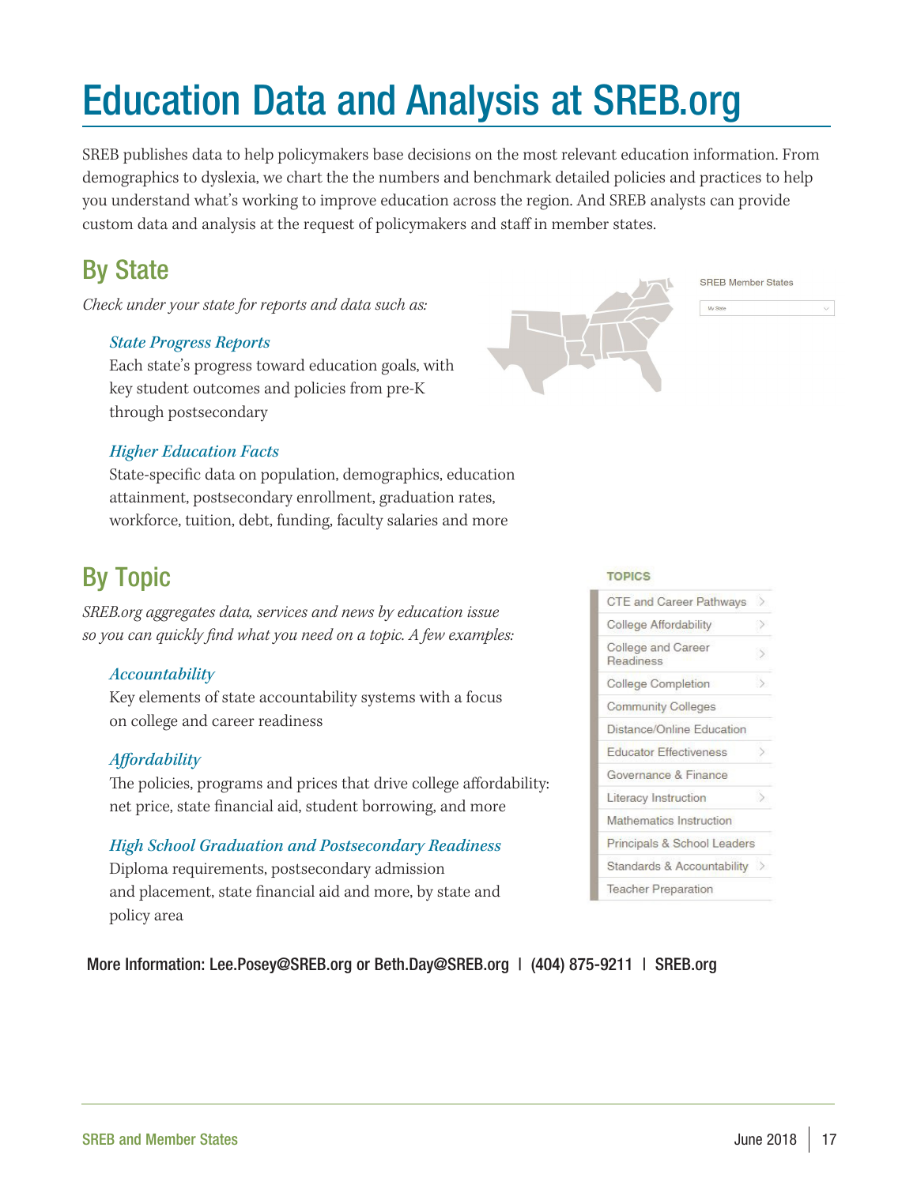# Education Data and Analysis at SREB.org

SREB publishes data to help policymakers base decisions on the most relevant education information. From demographics to dyslexia, we chart the the numbers and benchmark detailed policies and practices to help you understand what's working to improve education across the region. And SREB analysts can provide custom data and analysis at the request of policymakers and staff in member states.

## By State

*Check under your state for reports and data such as:*

SREB Member States

My State

*State Progress Reports*
Each state's progress toward education goals, with key student outcomes and policies from pre-K through postsecondary

*Higher Education Facts*
State-specific data on population, demographics, education attainment, postsecondary enrollment, graduation rates, workforce, tuition, debt, funding, faculty salaries and more

## By Topic

*SREB.org aggregates data, services and news by education issue so you can quickly find what you need on a topic. A few examples:*

*Accountability*
Key elements of state accountability systems with a focus on college and career readiness

*Affordability*
The policies, programs and prices that drive college affordability: net price, state financial aid, student borrowing, and more

*High School Graduation and Postsecondary Readiness*
Diploma requirements, postsecondary admission and placement, state financial aid and more, by state and policy area

**TOPICS**

- CTE and Career Pathways
- College Affordability
- College and Career Readiness
- College Completion
- Community Colleges
- Distance/Online Education
- Educator Effectiveness
- Governance & Finance
- Literacy Instruction
- Mathematics Instruction
- Principals & School Leaders
- Standards & Accountability
- Teacher Preparation

More Information: Lee.Posey@SREB.org or Beth.Day@SREB.org | (404) 875-9211 | SREB.org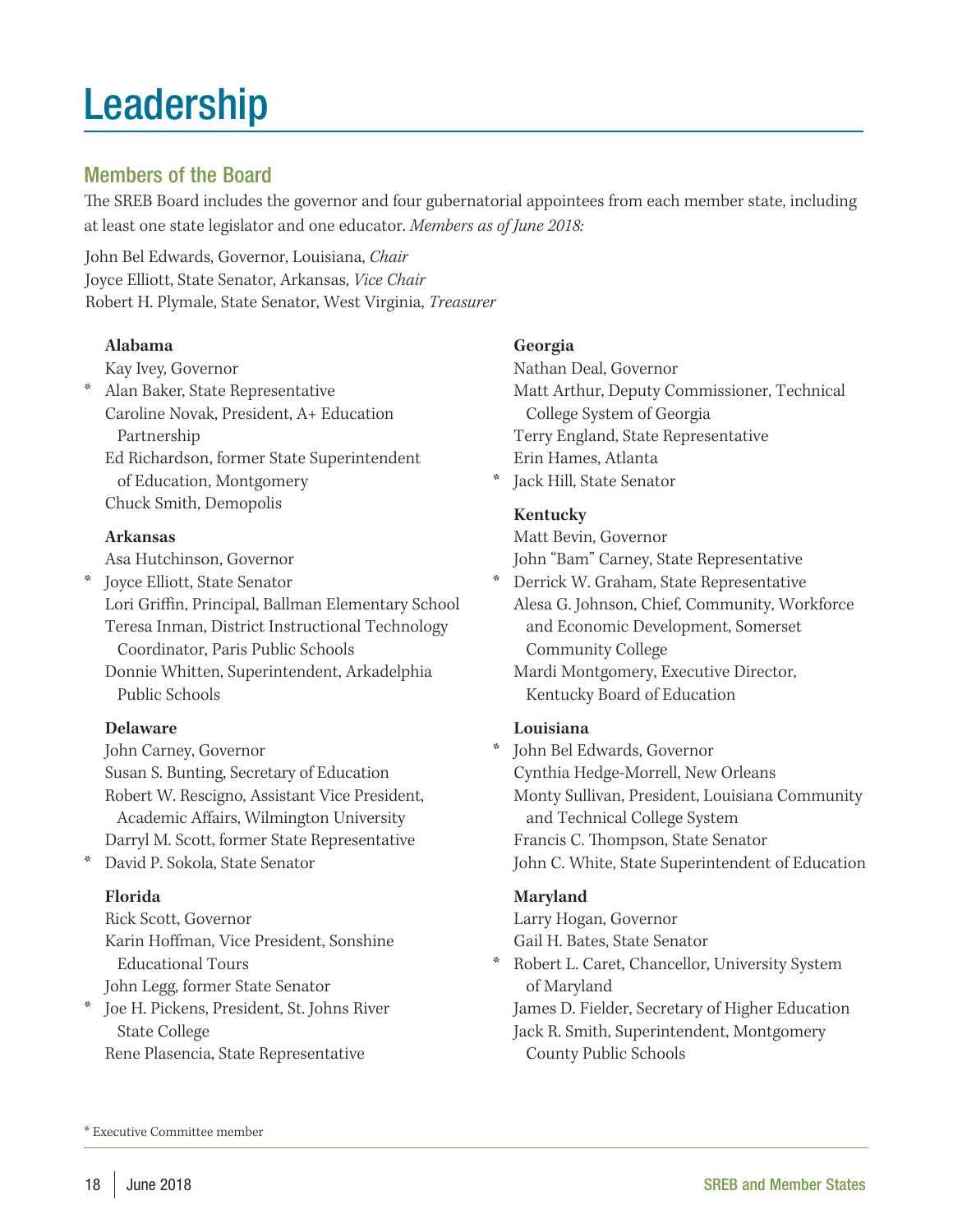# Leadership

## Members of the Board

The SREB Board includes the governor and four gubernatorial appointees from each member state, including at least one state legislator and one educator. *Members as of June 2018:*

John Bel Edwards, Governor, Louisiana, *Chair*
Joyce Elliott, State Senator, Arkansas, *Vice Chair*
Robert H. Plymale, State Senator, West Virginia, *Treasurer*

**Alabama**

Kay Ivey, Governor
\* Alan Baker, State Representative
Caroline Novak, President, A+ Education Partnership
Ed Richardson, former State Superintendent of Education, Montgomery
Chuck Smith, Demopolis

**Arkansas**

Asa Hutchinson, Governor
\* Joyce Elliott, State Senator
Lori Griffin, Principal, Ballman Elementary School
Teresa Inman, District Instructional Technology Coordinator, Paris Public Schools
Donnie Whitten, Superintendent, Arkadelphia Public Schools

**Delaware**

John Carney, Governor
Susan S. Bunting, Secretary of Education
Robert W. Rescigno, Assistant Vice President, Academic Affairs, Wilmington University
Darryl M. Scott, former State Representative
\* David P. Sokola, State Senator

**Florida**

Rick Scott, Governor
Karin Hoffman, Vice President, Sonshine Educational Tours
John Legg, former State Senator
\* Joe H. Pickens, President, St. Johns River State College
Rene Plasencia, State Representative

**Georgia**

Nathan Deal, Governor
Matt Arthur, Deputy Commissioner, Technical College System of Georgia
Terry England, State Representative
Erin Hames, Atlanta
\* Jack Hill, State Senator

**Kentucky**

Matt Bevin, Governor
John "Bam" Carney, State Representative
\* Derrick W. Graham, State Representative
Alesa G. Johnson, Chief, Community, Workforce and Economic Development, Somerset Community College
Mardi Montgomery, Executive Director, Kentucky Board of Education

**Louisiana**

\* John Bel Edwards, Governor
Cynthia Hedge-Morrell, New Orleans
Monty Sullivan, President, Louisiana Community and Technical College System
Francis C. Thompson, State Senator
John C. White, State Superintendent of Education

**Maryland**

Larry Hogan, Governor
Gail H. Bates, State Senator
\* Robert L. Caret, Chancellor, University System of Maryland
James D. Fielder, Secretary of Higher Education
Jack R. Smith, Superintendent, Montgomery County Public Schools

\* Executive Committee member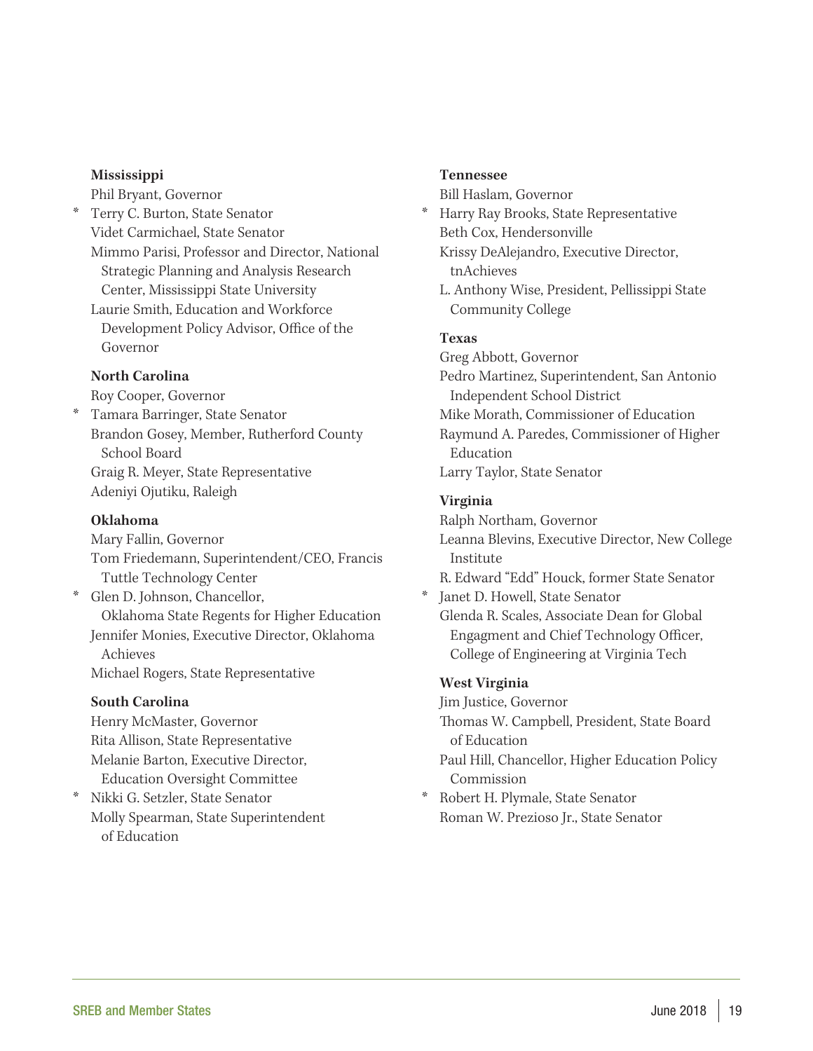**Mississippi**

Phil Bryant, Governor
* Terry C. Burton, State Senator
Videt Carmichael, State Senator
Mimmo Parisi, Professor and Director, National Strategic Planning and Analysis Research Center, Mississippi State University
Laurie Smith, Education and Workforce Development Policy Advisor, Office of the Governor

**North Carolina**

Roy Cooper, Governor
* Tamara Barringer, State Senator
Brandon Gosey, Member, Rutherford County School Board
Graig R. Meyer, State Representative
Adeniyi Ojutiku, Raleigh

**Oklahoma**

Mary Fallin, Governor
Tom Friedemann, Superintendent/CEO, Francis Tuttle Technology Center
* Glen D. Johnson, Chancellor, Oklahoma State Regents for Higher Education
Jennifer Monies, Executive Director, Oklahoma Achieves
Michael Rogers, State Representative

**South Carolina**

Henry McMaster, Governor
Rita Allison, State Representative
Melanie Barton, Executive Director, Education Oversight Committee
* Nikki G. Setzler, State Senator
Molly Spearman, State Superintendent of Education

**Tennessee**

Bill Haslam, Governor
* Harry Ray Brooks, State Representative
Beth Cox, Hendersonville
Krissy DeAlejandro, Executive Director, tnAchieves
L. Anthony Wise, President, Pellissippi State Community College

**Texas**

Greg Abbott, Governor
Pedro Martinez, Superintendent, San Antonio Independent School District
Mike Morath, Commissioner of Education
Raymund A. Paredes, Commissioner of Higher Education
Larry Taylor, State Senator

**Virginia**

Ralph Northam, Governor
Leanna Blevins, Executive Director, New College Institute
R. Edward "Edd" Houck, former State Senator
* Janet D. Howell, State Senator
Glenda R. Scales, Associate Dean for Global Engagment and Chief Technology Officer, College of Engineering at Virginia Tech

**West Virginia**

Jim Justice, Governor
Thomas W. Campbell, President, State Board of Education
Paul Hill, Chancellor, Higher Education Policy Commission
* Robert H. Plymale, State Senator
Roman W. Prezioso Jr., State Senator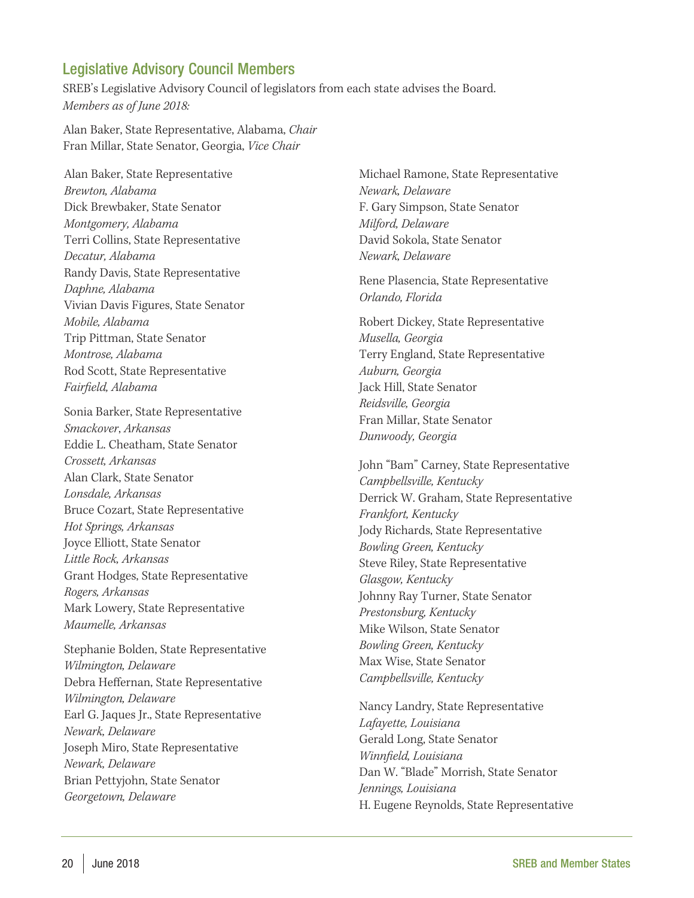## Legislative Advisory Council Members

SREB's Legislative Advisory Council of legislators from each state advises the Board.
*Members as of June 2018:*

Alan Baker, State Representative, Alabama, *Chair*
Fran Millar, State Senator, Georgia, *Vice Chair*

Alan Baker, State Representative
*Brewton, Alabama*
Dick Brewbaker, State Senator
*Montgomery, Alabama*
Terri Collins, State Representative
*Decatur, Alabama*
Randy Davis, State Representative
*Daphne, Alabama*
Vivian Davis Figures, State Senator
*Mobile, Alabama*
Trip Pittman, State Senator
*Montrose, Alabama*
Rod Scott, State Representative
*Fairfield, Alabama*

Sonia Barker, State Representative
*Smackover, Arkansas*
Eddie L. Cheatham, State Senator
*Crossett, Arkansas*
Alan Clark, State Senator
*Lonsdale, Arkansas*
Bruce Cozart, State Representative
*Hot Springs, Arkansas*
Joyce Elliott, State Senator
*Little Rock, Arkansas*
Grant Hodges, State Representative
*Rogers, Arkansas*
Mark Lowery, State Representative
*Maumelle, Arkansas*

Stephanie Bolden, State Representative
*Wilmington, Delaware*
Debra Heffernan, State Representative
*Wilmington, Delaware*
Earl G. Jaques Jr., State Representative
*Newark, Delaware*
Joseph Miro, State Representative
*Newark, Delaware*
Brian Pettyjohn, State Senator
*Georgetown, Delaware*
Michael Ramone, State Representative
*Newark, Delaware*
F. Gary Simpson, State Senator
*Milford, Delaware*
David Sokola, State Senator
*Newark, Delaware*

Rene Plasencia, State Representative
*Orlando, Florida*

Robert Dickey, State Representative
*Musella, Georgia*
Terry England, State Representative
*Auburn, Georgia*
Jack Hill, State Senator
*Reidsville, Georgia*
Fran Millar, State Senator
*Dunwoody, Georgia*

John "Bam" Carney, State Representative
*Campbellsville, Kentucky*
Derrick W. Graham, State Representative
*Frankfort, Kentucky*
Jody Richards, State Representative
*Bowling Green, Kentucky*
Steve Riley, State Representative
*Glasgow, Kentucky*
Johnny Ray Turner, State Senator
*Prestonsburg, Kentucky*
Mike Wilson, State Senator
*Bowling Green, Kentucky*
Max Wise, State Senator
*Campbellsville, Kentucky*

Nancy Landry, State Representative
*Lafayette, Louisiana*
Gerald Long, State Senator
*Winnfield, Louisiana*
Dan W. "Blade" Morrish, State Senator
*Jennings, Louisiana*
H. Eugene Reynolds, State Representative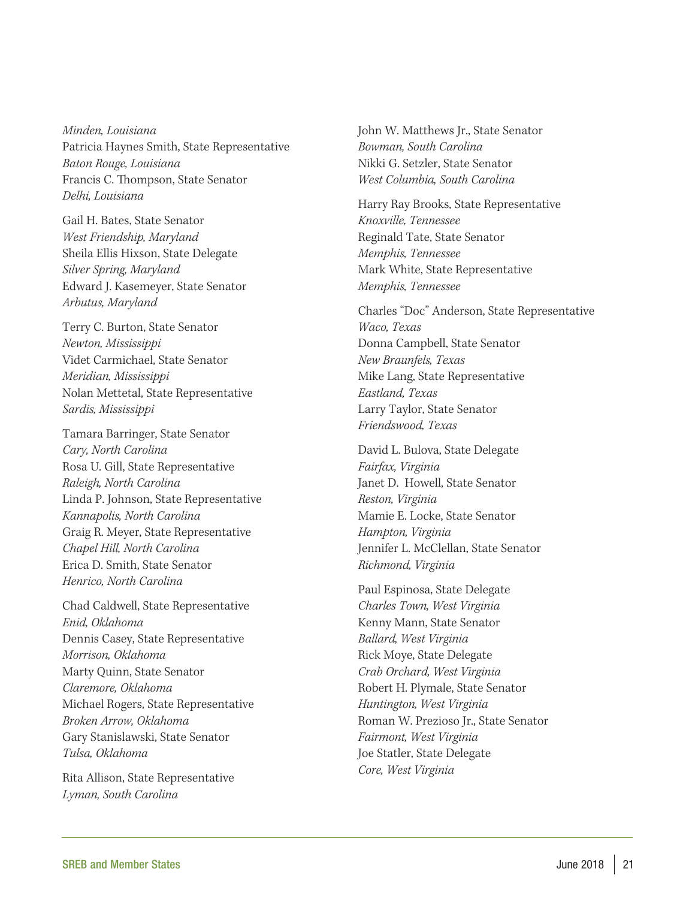*Minden, Louisiana*
Patricia Haynes Smith, State Representative
*Baton Rouge, Louisiana*
Francis C. Thompson, State Senator
*Delhi, Louisiana*

Gail H. Bates, State Senator
*West Friendship, Maryland*
Sheila Ellis Hixson, State Delegate
*Silver Spring, Maryland*
Edward J. Kasemeyer, State Senator
*Arbutus, Maryland*

Terry C. Burton, State Senator
*Newton, Mississippi*
Videt Carmichael, State Senator
*Meridian, Mississippi*
Nolan Mettetal, State Representative
*Sardis, Mississippi*

Tamara Barringer, State Senator
*Cary, North Carolina*
Rosa U. Gill, State Representative
*Raleigh, North Carolina*
Linda P. Johnson, State Representative
*Kannapolis, North Carolina*
Graig R. Meyer, State Representative
*Chapel Hill, North Carolina*
Erica D. Smith, State Senator
*Henrico, North Carolina*

Chad Caldwell, State Representative
*Enid, Oklahoma*
Dennis Casey, State Representative
*Morrison, Oklahoma*
Marty Quinn, State Senator
*Claremore, Oklahoma*
Michael Rogers, State Representative
*Broken Arrow, Oklahoma*
Gary Stanislawski, State Senator
*Tulsa, Oklahoma*

Rita Allison, State Representative
*Lyman, South Carolina*
John W. Matthews Jr., State Senator
*Bowman, South Carolina*
Nikki G. Setzler, State Senator
*West Columbia, South Carolina*

Harry Ray Brooks, State Representative
*Knoxville, Tennessee*
Reginald Tate, State Senator
*Memphis, Tennessee*
Mark White, State Representative
*Memphis, Tennessee*

Charles "Doc" Anderson, State Representative
*Waco, Texas*
Donna Campbell, State Senator
*New Braunfels, Texas*
Mike Lang, State Representative
*Eastland, Texas*
Larry Taylor, State Senator
*Friendswood, Texas*

David L. Bulova, State Delegate
*Fairfax, Virginia*
Janet D. Howell, State Senator
*Reston, Virginia*
Mamie E. Locke, State Senator
*Hampton, Virginia*
Jennifer L. McClellan, State Senator
*Richmond, Virginia*

Paul Espinosa, State Delegate
*Charles Town, West Virginia*
Kenny Mann, State Senator
*Ballard, West Virginia*
Rick Moye, State Delegate
*Crab Orchard, West Virginia*
Robert H. Plymale, State Senator
*Huntington, West Virginia*
Roman W. Prezioso Jr., State Senator
*Fairmont, West Virginia*
Joe Statler, State Delegate
*Core, West Virginia*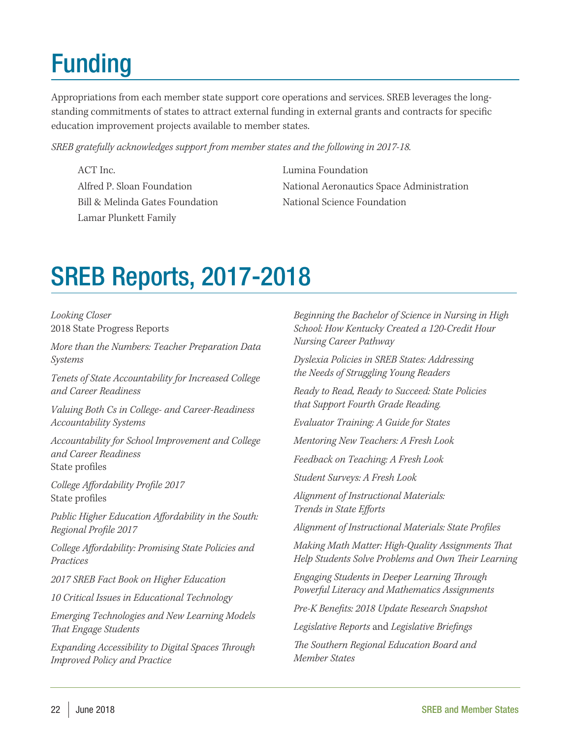# Funding

Appropriations from each member state support core operations and services. SREB leverages the long-standing commitments of states to attract external funding in external grants and contracts for specific education improvement projects available to member states.

*SREB gratefully acknowledges support from member states and the following in 2017-18.*

- ACT Inc.
- Alfred P. Sloan Foundation
- Bill & Melinda Gates Foundation
- Lamar Plunkett Family
- Lumina Foundation
- National Aeronautics Space Administration
- National Science Foundation

# SREB Reports, 2017-2018

*Looking Closer*
2018 State Progress Reports

*More than the Numbers: Teacher Preparation Data Systems*

*Tenets of State Accountability for Increased College and Career Readiness*

*Valuing Both Cs in College- and Career-Readiness Accountability Systems*

*Accountability for School Improvement and College and Career Readiness*
State profiles

*College Affordability Profile 2017*
State profiles

*Public Higher Education Affordability in the South: Regional Profile 2017*

*College Affordability: Promising State Policies and Practices*

*2017 SREB Fact Book on Higher Education*

*10 Critical Issues in Educational Technology*

*Emerging Technologies and New Learning Models That Engage Students*

*Expanding Accessibility to Digital Spaces Through Improved Policy and Practice*

*Beginning the Bachelor of Science in Nursing in High School: How Kentucky Created a 120-Credit Hour Nursing Career Pathway*

*Dyslexia Policies in SREB States: Addressing the Needs of Struggling Young Readers*

*Ready to Read, Ready to Succeed: State Policies that Support Fourth Grade Reading.*

*Evaluator Training: A Guide for States*

*Mentoring New Teachers: A Fresh Look*

*Feedback on Teaching: A Fresh Look*

*Student Surveys: A Fresh Look*

*Alignment of Instructional Materials: Trends in State Efforts*

*Alignment of Instructional Materials: State Profiles*

*Making Math Matter: High-Quality Assignments That Help Students Solve Problems and Own Their Learning*

*Engaging Students in Deeper Learning Through Powerful Literacy and Mathematics Assignments*

*Pre-K Benefits: 2018 Update Research Snapshot*

*Legislative Reports* and *Legislative Briefings*

*The Southern Regional Education Board and Member States*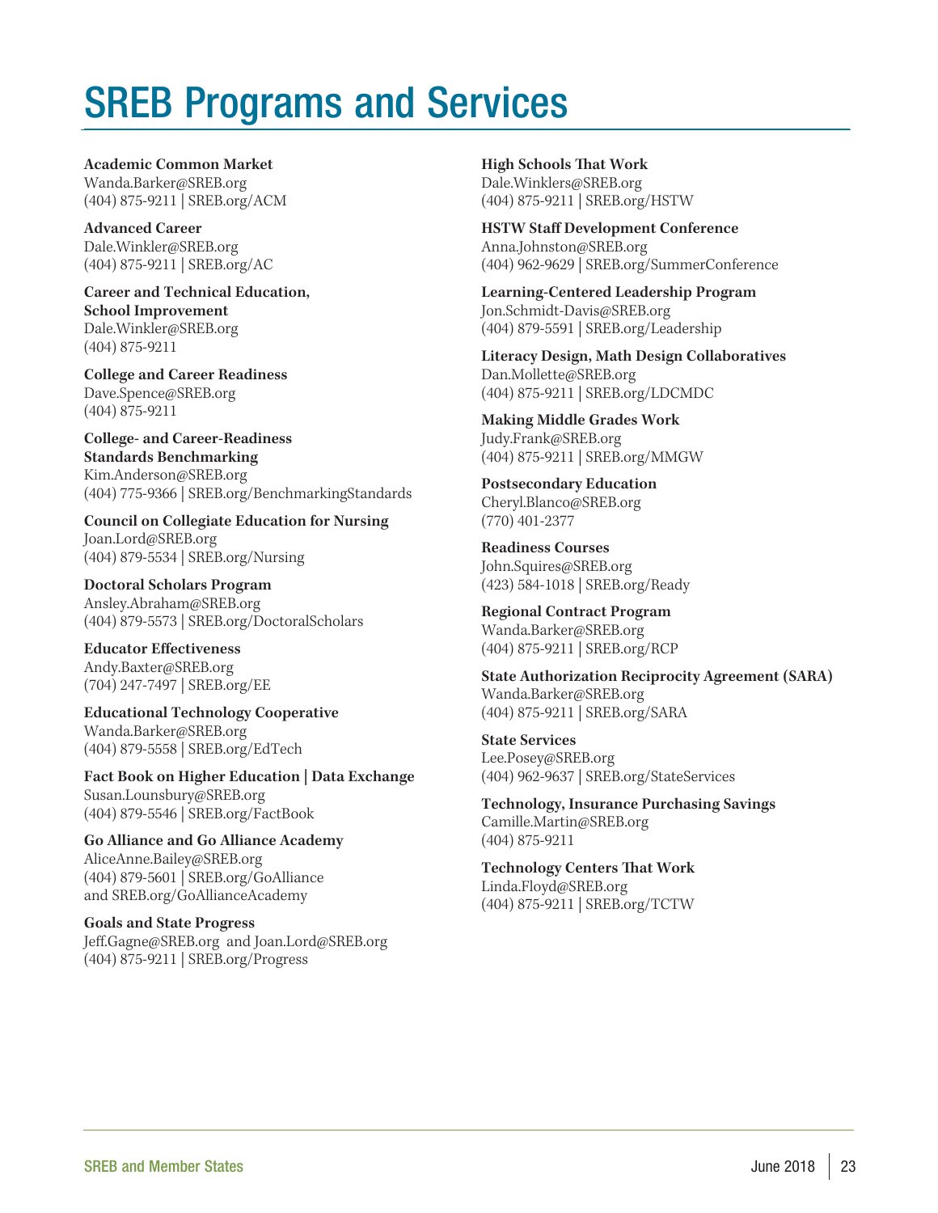# SREB Programs and Services

**Academic Common Market**
Wanda.Barker@SREB.org
(404) 875-9211 | SREB.org/ACM

**Advanced Career**
Dale.Winkler@SREB.org
(404) 875-9211 | SREB.org/AC

**Career and Technical Education, School Improvement**
Dale.Winkler@SREB.org
(404) 875-9211

**College and Career Readiness**
Dave.Spence@SREB.org
(404) 875-9211

**College- and Career-Readiness Standards Benchmarking**
Kim.Anderson@SREB.org
(404) 775-9366 | SREB.org/BenchmarkingStandards

**Council on Collegiate Education for Nursing**
Joan.Lord@SREB.org
(404) 879-5534 | SREB.org/Nursing

**Doctoral Scholars Program**
Ansley.Abraham@SREB.org
(404) 879-5573 | SREB.org/DoctoralScholars

**Educator Effectiveness**
Andy.Baxter@SREB.org
(704) 247-7497 | SREB.org/EE

**Educational Technology Cooperative**
Wanda.Barker@SREB.org
(404) 879-5558 | SREB.org/EdTech

**Fact Book on Higher Education | Data Exchange**
Susan.Lounsbury@SREB.org
(404) 879-5546 | SREB.org/FactBook

**Go Alliance and Go Alliance Academy**
AliceAnne.Bailey@SREB.org
(404) 879-5601 | SREB.org/GoAlliance and SREB.org/GoAllianceAcademy

**Goals and State Progress**
Jeff.Gagne@SREB.org and Joan.Lord@SREB.org
(404) 875-9211 | SREB.org/Progress

**High Schools That Work**
Dale.Winklers@SREB.org
(404) 875-9211 | SREB.org/HSTW

**HSTW Staff Development Conference**
Anna.Johnston@SREB.org
(404) 962-9629 | SREB.org/SummerConference

**Learning-Centered Leadership Program**
Jon.Schmidt-Davis@SREB.org
(404) 879-5591 | SREB.org/Leadership

**Literacy Design, Math Design Collaboratives**
Dan.Mollette@SREB.org
(404) 875-9211 | SREB.org/LDCMDC

**Making Middle Grades Work**
Judy.Frank@SREB.org
(404) 875-9211 | SREB.org/MMGW

**Postsecondary Education**
Cheryl.Blanco@SREB.org
(770) 401-2377

**Readiness Courses**
John.Squires@SREB.org
(423) 584-1018 | SREB.org/Ready

**Regional Contract Program**
Wanda.Barker@SREB.org
(404) 875-9211 | SREB.org/RCP

**State Authorization Reciprocity Agreement (SARA)**
Wanda.Barker@SREB.org
(404) 875-9211 | SREB.org/SARA

**State Services**
Lee.Posey@SREB.org
(404) 962-9637 | SREB.org/StateServices

**Technology, Insurance Purchasing Savings**
Camille.Martin@SREB.org
(404) 875-9211

**Technology Centers That Work**
Linda.Floyd@SREB.org
(404) 875-9211 | SREB.org/TCTW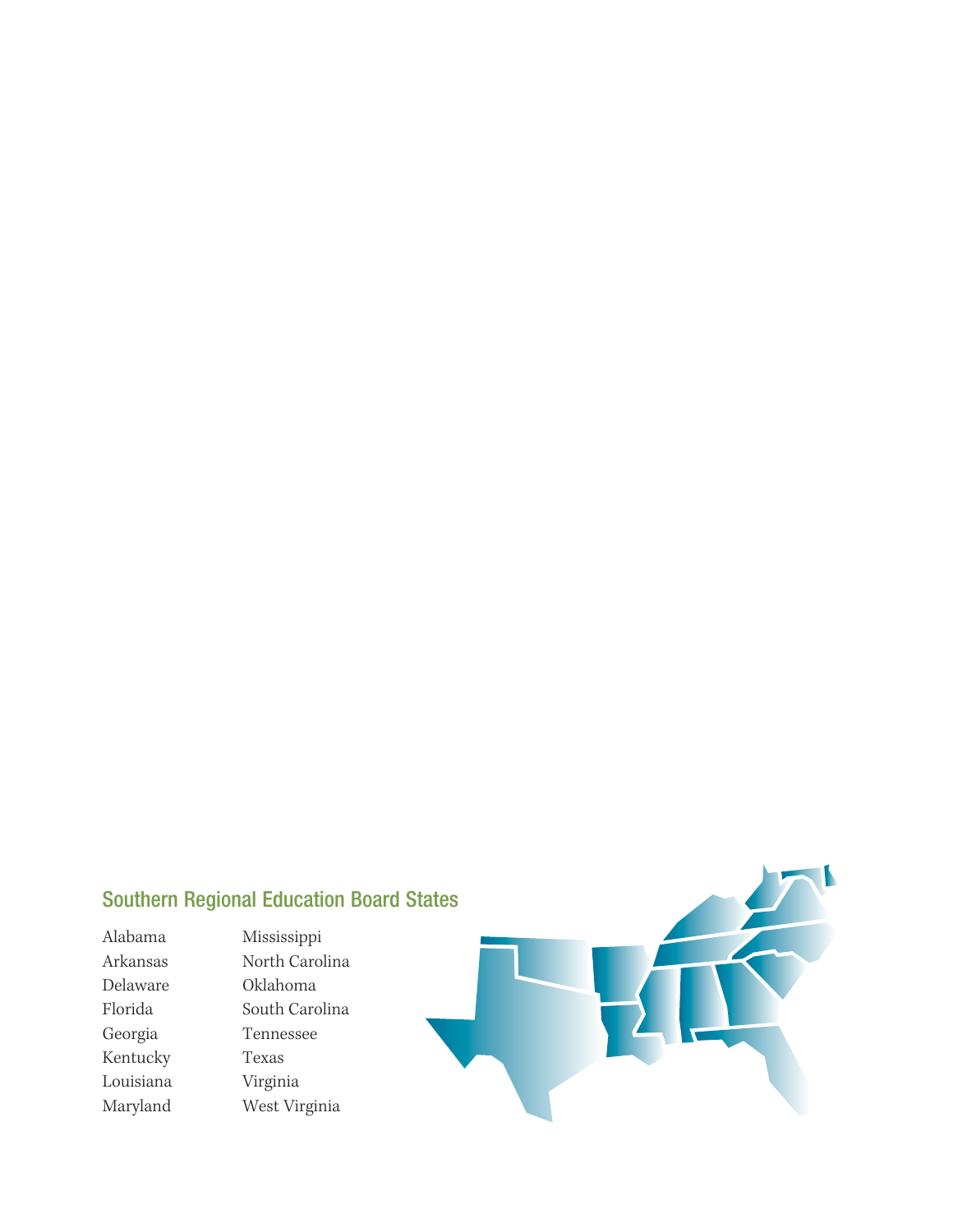## Southern Regional Education Board States

- Alabama
- Arkansas
- Delaware
- Florida
- Georgia
- Kentucky
- Louisiana
- Maryland
- Mississippi
- North Carolina
- Oklahoma
- South Carolina
- Tennessee
- Texas
- Virginia
- West Virginia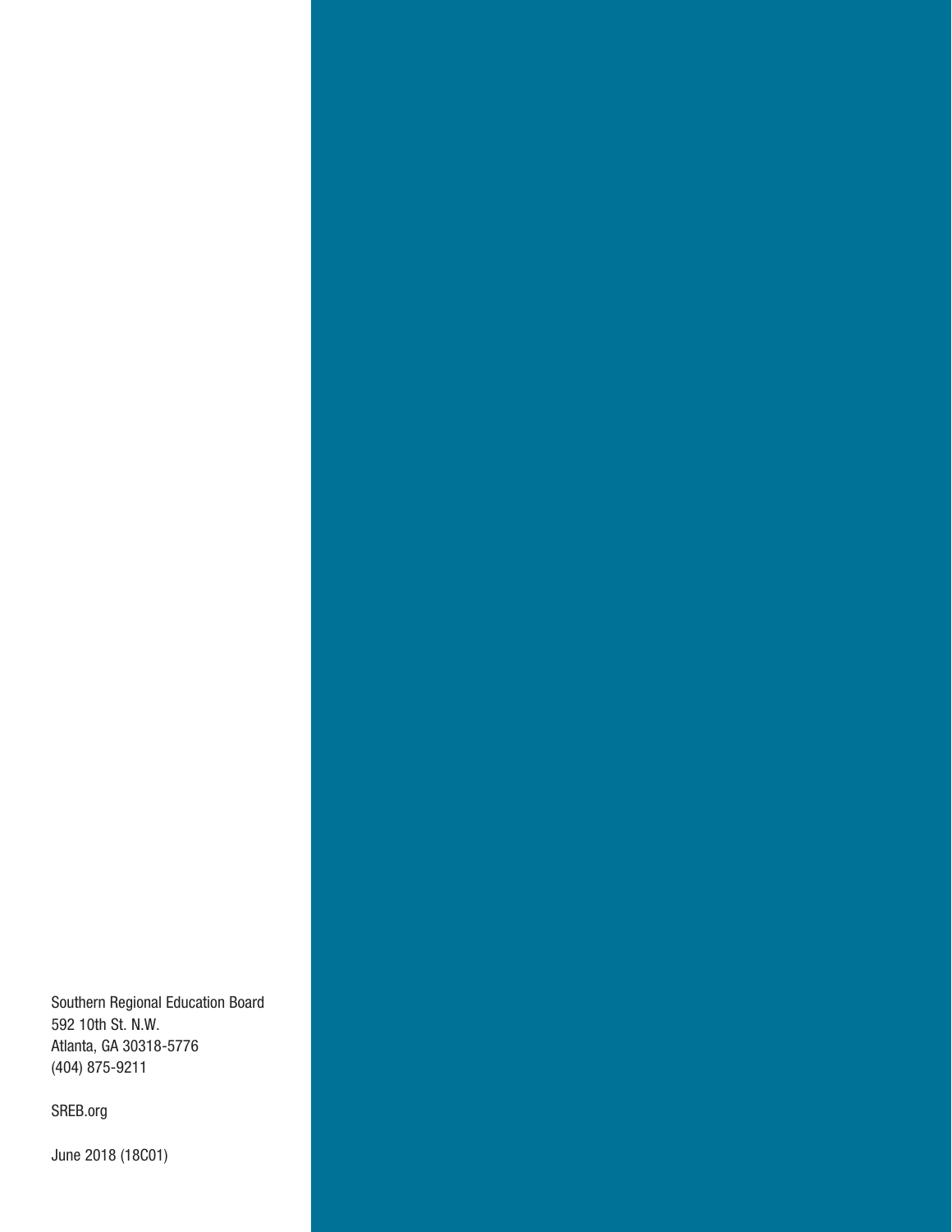Southern Regional Education Board
592 10th St. N.W.
Atlanta, GA 30318-5776
(404) 875-9211

SREB.org

June 2018 (18C01)